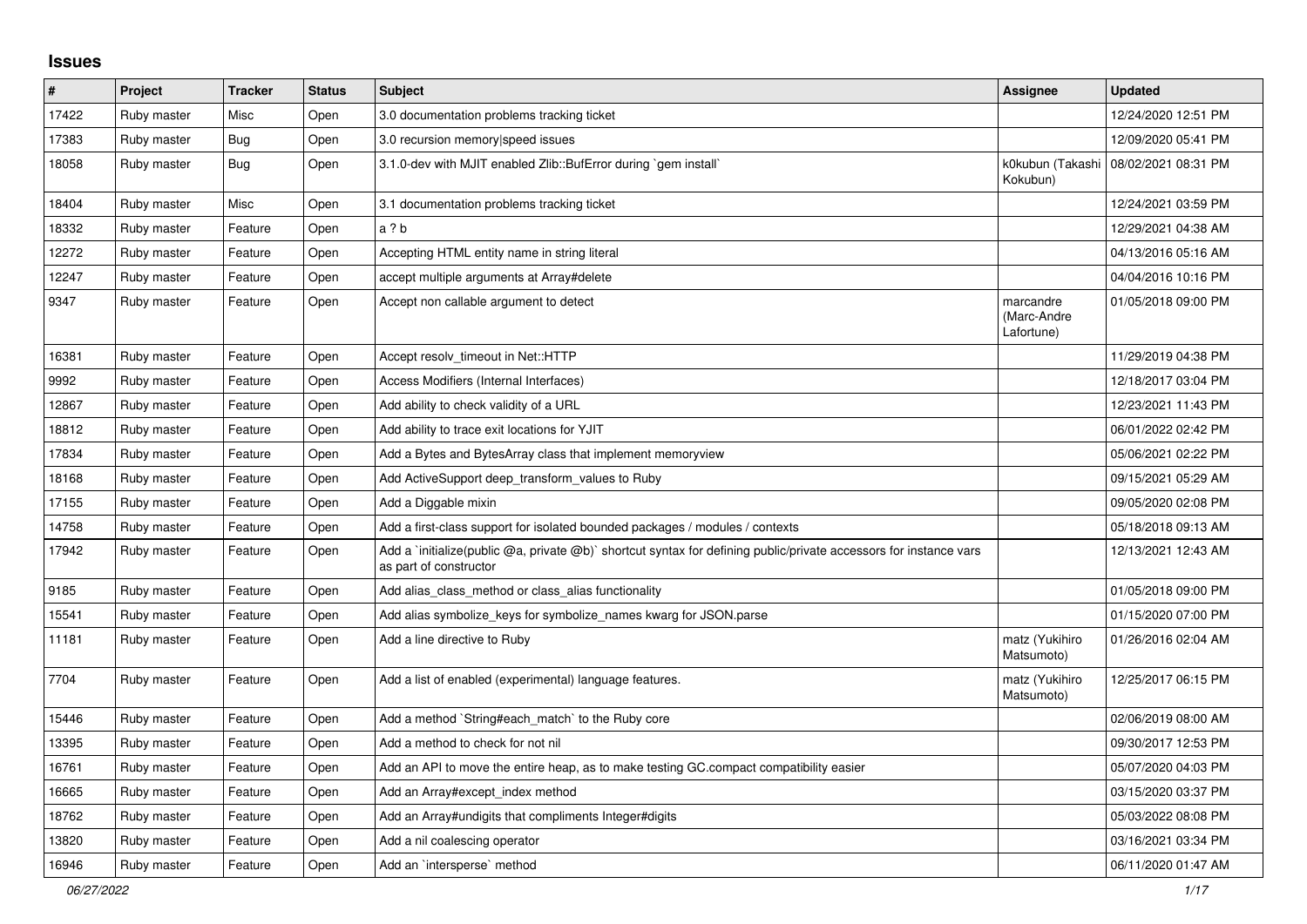# Issues

| # | Project | Tracker | Status | Subject | Assignee | Updated |
|---|---|---|---|---|---|---|
| 17422 | Ruby master | Misc | Open | 3.0 documentation problems tracking ticket | | 12/24/2020 12:51 PM |
| 17383 | Ruby master | Bug | Open | 3.0 recursion memory|speed issues | | 12/09/2020 05:41 PM |
| 18058 | Ruby master | Bug | Open | 3.1.0-dev with MJIT enabled Zlib::BufError during `gem install` | k0kubun (Takashi Kokubun) | 08/02/2021 08:31 PM |
| 18404 | Ruby master | Misc | Open | 3.1 documentation problems tracking ticket | | 12/24/2021 03:59 PM |
| 18332 | Ruby master | Feature | Open | a ? b | | 12/29/2021 04:38 AM |
| 12272 | Ruby master | Feature | Open | Accepting HTML entity name in string literal | | 04/13/2016 05:16 AM |
| 12247 | Ruby master | Feature | Open | accept multiple arguments at Array#delete | | 04/04/2016 10:16 PM |
| 9347 | Ruby master | Feature | Open | Accept non callable argument to detect | marcandre (Marc-Andre Lafortune) | 01/05/2018 09:00 PM |
| 16381 | Ruby master | Feature | Open | Accept resolv_timeout in Net::HTTP | | 11/29/2019 04:38 PM |
| 9992 | Ruby master | Feature | Open | Access Modifiers (Internal Interfaces) | | 12/18/2017 03:04 PM |
| 12867 | Ruby master | Feature | Open | Add ability to check validity of a URL | | 12/23/2021 11:43 PM |
| 18812 | Ruby master | Feature | Open | Add ability to trace exit locations for YJIT | | 06/01/2022 02:42 PM |
| 17834 | Ruby master | Feature | Open | Add a Bytes and BytesArray class that implement memoryview | | 05/06/2021 02:22 PM |
| 18168 | Ruby master | Feature | Open | Add ActiveSupport deep_transform_values to Ruby | | 09/15/2021 05:29 AM |
| 17155 | Ruby master | Feature | Open | Add a Diggable mixin | | 09/05/2020 02:08 PM |
| 14758 | Ruby master | Feature | Open | Add a first-class support for isolated bounded packages / modules / contexts | | 05/18/2018 09:13 AM |
| 17942 | Ruby master | Feature | Open | Add a `initialize(public @a, private @b)` shortcut syntax for defining public/private accessors for instance vars as part of constructor | | 12/13/2021 12:43 AM |
| 9185 | Ruby master | Feature | Open | Add alias_class_method or class_alias functionality | | 01/05/2018 09:00 PM |
| 15541 | Ruby master | Feature | Open | Add alias symbolize_keys for symbolize_names kwarg for JSON.parse | | 01/15/2020 07:00 PM |
| 11181 | Ruby master | Feature | Open | Add a line directive to Ruby | matz (Yukihiro Matsumoto) | 01/26/2016 02:04 AM |
| 7704 | Ruby master | Feature | Open | Add a list of enabled (experimental) language features. | matz (Yukihiro Matsumoto) | 12/25/2017 06:15 PM |
| 15446 | Ruby master | Feature | Open | Add a method `String#each_match` to the Ruby core | | 02/06/2019 08:00 AM |
| 13395 | Ruby master | Feature | Open | Add a method to check for not nil | | 09/30/2017 12:53 PM |
| 16761 | Ruby master | Feature | Open | Add an API to move the entire heap, as to make testing GC.compact compatibility easier | | 05/07/2020 04:03 PM |
| 16665 | Ruby master | Feature | Open | Add an Array#except_index method | | 03/15/2020 03:37 PM |
| 18762 | Ruby master | Feature | Open | Add an Array#undigits that compliments Integer#digits | | 05/03/2022 08:08 PM |
| 13820 | Ruby master | Feature | Open | Add a nil coalescing operator | | 03/16/2021 03:34 PM |
| 16946 | Ruby master | Feature | Open | Add an `intersperse` method | | 06/11/2020 01:47 AM |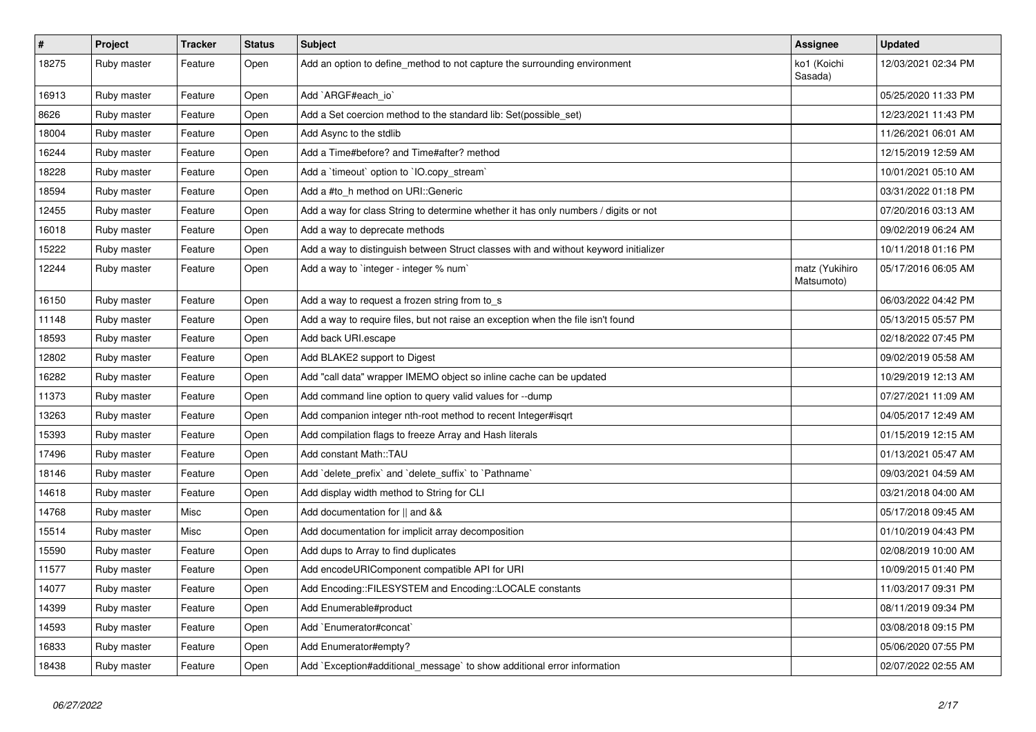| # | Project | Tracker | Status | Subject | Assignee | Updated |
|---|---|---|---|---|---|---|
| 18275 | Ruby master | Feature | Open | Add an option to define_method to not capture the surrounding environment | ko1 (Koichi Sasada) | 12/03/2021 02:34 PM |
| 16913 | Ruby master | Feature | Open | Add `ARGF#each_io` | | 05/25/2020 11:33 PM |
| 8626 | Ruby master | Feature | Open | Add a Set coercion method to the standard lib: Set(possible_set) | | 12/23/2021 11:43 PM |
| 18004 | Ruby master | Feature | Open | Add Async to the stdlib | | 11/26/2021 06:01 AM |
| 16244 | Ruby master | Feature | Open | Add a Time#before? and Time#after? method | | 12/15/2019 12:59 AM |
| 18228 | Ruby master | Feature | Open | Add a `timeout` option to `IO.copy_stream` | | 10/01/2021 05:10 AM |
| 18594 | Ruby master | Feature | Open | Add a #to_h method on URI::Generic | | 03/31/2022 01:18 PM |
| 12455 | Ruby master | Feature | Open | Add a way for class String to determine whether it has only numbers / digits or not | | 07/20/2016 03:13 AM |
| 16018 | Ruby master | Feature | Open | Add a way to deprecate methods | | 09/02/2019 06:24 AM |
| 15222 | Ruby master | Feature | Open | Add a way to distinguish between Struct classes with and without keyword initializer | | 10/11/2018 01:16 PM |
| 12244 | Ruby master | Feature | Open | Add a way to `integer - integer % num` | matz (Yukihiro Matsumoto) | 05/17/2016 06:05 AM |
| 16150 | Ruby master | Feature | Open | Add a way to request a frozen string from to_s | | 06/03/2022 04:42 PM |
| 11148 | Ruby master | Feature | Open | Add a way to require files, but not raise an exception when the file isn't found | | 05/13/2015 05:57 PM |
| 18593 | Ruby master | Feature | Open | Add back URI.escape | | 02/18/2022 07:45 PM |
| 12802 | Ruby master | Feature | Open | Add BLAKE2 support to Digest | | 09/02/2019 05:58 AM |
| 16282 | Ruby master | Feature | Open | Add "call data" wrapper IMEMO object so inline cache can be updated | | 10/29/2019 12:13 AM |
| 11373 | Ruby master | Feature | Open | Add command line option to query valid values for --dump | | 07/27/2021 11:09 AM |
| 13263 | Ruby master | Feature | Open | Add companion integer nth-root method to recent Integer#isqrt | | 04/05/2017 12:49 AM |
| 15393 | Ruby master | Feature | Open | Add compilation flags to freeze Array and Hash literals | | 01/15/2019 12:15 AM |
| 17496 | Ruby master | Feature | Open | Add constant Math::TAU | | 01/13/2021 05:47 AM |
| 18146 | Ruby master | Feature | Open | Add `delete_prefix` and `delete_suffix` to `Pathname` | | 09/03/2021 04:59 AM |
| 14618 | Ruby master | Feature | Open | Add display width method to String for CLI | | 03/21/2018 04:00 AM |
| 14768 | Ruby master | Misc | Open | Add documentation for \|\| and && | | 05/17/2018 09:45 AM |
| 15514 | Ruby master | Misc | Open | Add documentation for implicit array decomposition | | 01/10/2019 04:43 PM |
| 15590 | Ruby master | Feature | Open | Add dups to Array to find duplicates | | 02/08/2019 10:00 AM |
| 11577 | Ruby master | Feature | Open | Add encodeURIComponent compatible API for URI | | 10/09/2015 01:40 PM |
| 14077 | Ruby master | Feature | Open | Add Encoding::FILESYSTEM and Encoding::LOCALE constants | | 11/03/2017 09:31 PM |
| 14399 | Ruby master | Feature | Open | Add Enumerable#product | | 08/11/2019 09:34 PM |
| 14593 | Ruby master | Feature | Open | Add `Enumerator#concat` | | 03/08/2018 09:15 PM |
| 16833 | Ruby master | Feature | Open | Add Enumerator#empty? | | 05/06/2020 07:55 PM |
| 18438 | Ruby master | Feature | Open | Add `Exception#additional_message` to show additional error information | | 02/07/2022 02:55 AM |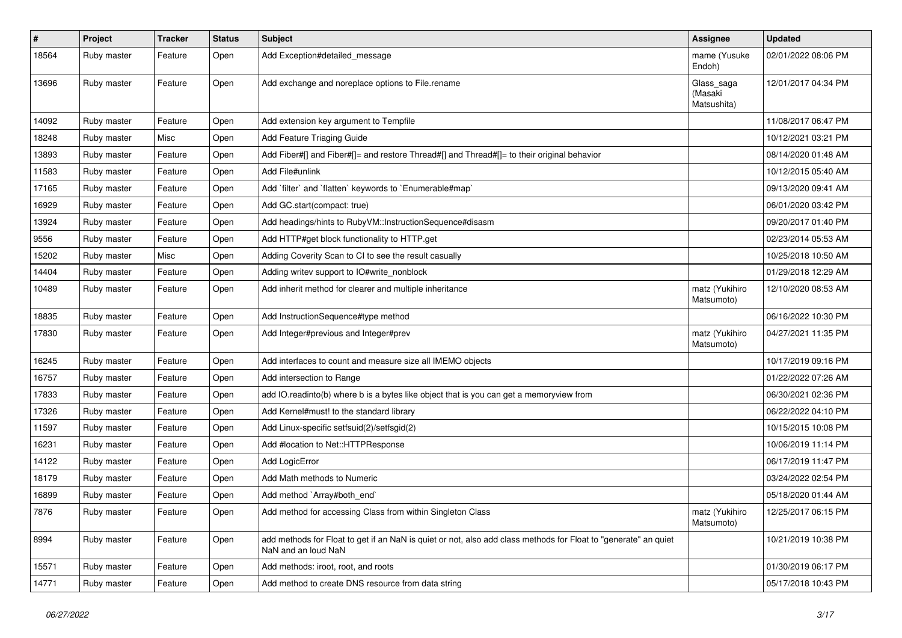| # | Project | Tracker | Status | Subject | Assignee | Updated |
|---|---|---|---|---|---|---|
| 18564 | Ruby master | Feature | Open | Add Exception#detailed_message | mame (Yusuke Endoh) | 02/01/2022 08:06 PM |
| 13696 | Ruby master | Feature | Open | Add exchange and noreplace options to File.rename | Glass_saga (Masaki Matsushita) | 12/01/2017 04:34 PM |
| 14092 | Ruby master | Feature | Open | Add extension key argument to Tempfile | | 11/08/2017 06:47 PM |
| 18248 | Ruby master | Misc | Open | Add Feature Triaging Guide | | 10/12/2021 03:21 PM |
| 13893 | Ruby master | Feature | Open | Add Fiber#[] and Fiber#[]= and restore Thread#[] and Thread#[]= to their original behavior | | 08/14/2020 01:48 AM |
| 11583 | Ruby master | Feature | Open | Add File#unlink | | 10/12/2015 05:40 AM |
| 17165 | Ruby master | Feature | Open | Add `filter` and `flatten` keywords to `Enumerable#map` | | 09/13/2020 09:41 AM |
| 16929 | Ruby master | Feature | Open | Add GC.start(compact: true) | | 06/01/2020 03:42 PM |
| 13924 | Ruby master | Feature | Open | Add headings/hints to RubyVM::InstructionSequence#disasm | | 09/20/2017 01:40 PM |
| 9556 | Ruby master | Feature | Open | Add HTTP#get block functionality to HTTP.get | | 02/23/2014 05:53 AM |
| 15202 | Ruby master | Misc | Open | Adding Coverity Scan to CI to see the result casually | | 10/25/2018 10:50 AM |
| 14404 | Ruby master | Feature | Open | Adding writev support to IO#write_nonblock | | 01/29/2018 12:29 AM |
| 10489 | Ruby master | Feature | Open | Add inherit method for clearer and multiple inheritance | matz (Yukihiro Matsumoto) | 12/10/2020 08:53 AM |
| 18835 | Ruby master | Feature | Open | Add InstructionSequence#type method | | 06/16/2022 10:30 PM |
| 17830 | Ruby master | Feature | Open | Add Integer#previous and Integer#prev | matz (Yukihiro Matsumoto) | 04/27/2021 11:35 PM |
| 16245 | Ruby master | Feature | Open | Add interfaces to count and measure size all IMEMO objects | | 10/17/2019 09:16 PM |
| 16757 | Ruby master | Feature | Open | Add intersection to Range | | 01/22/2022 07:26 AM |
| 17833 | Ruby master | Feature | Open | add IO.readinto(b) where b is a bytes like object that is you can get a memoryview from | | 06/30/2021 02:36 PM |
| 17326 | Ruby master | Feature | Open | Add Kernel#must! to the standard library | | 06/22/2022 04:10 PM |
| 11597 | Ruby master | Feature | Open | Add Linux-specific setfsuid(2)/setfsgid(2) | | 10/15/2015 10:08 PM |
| 16231 | Ruby master | Feature | Open | Add #location to Net::HTTPResponse | | 10/06/2019 11:14 PM |
| 14122 | Ruby master | Feature | Open | Add LogicError | | 06/17/2019 11:47 PM |
| 18179 | Ruby master | Feature | Open | Add Math methods to Numeric | | 03/24/2022 02:54 PM |
| 16899 | Ruby master | Feature | Open | Add method `Array#both_end` | | 05/18/2020 01:44 AM |
| 7876 | Ruby master | Feature | Open | Add method for accessing Class from within Singleton Class | matz (Yukihiro Matsumoto) | 12/25/2017 06:15 PM |
| 8994 | Ruby master | Feature | Open | add methods for Float to get if an NaN is quiet or not, also add class methods for Float to "generate" an quiet NaN and an loud NaN | | 10/21/2019 10:38 PM |
| 15571 | Ruby master | Feature | Open | Add methods: iroot, root, and roots | | 01/30/2019 06:17 PM |
| 14771 | Ruby master | Feature | Open | Add method to create DNS resource from data string | | 05/17/2018 10:43 PM |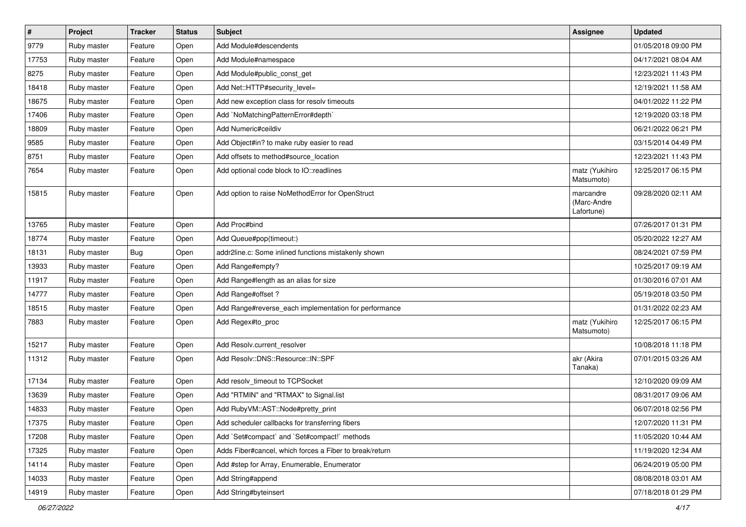| # | Project | Tracker | Status | Subject | Assignee | Updated |
| --- | --- | --- | --- | --- | --- | --- |
| 9779 | Ruby master | Feature | Open | Add Module#descendents | | 01/05/2018 09:00 PM |
| 17753 | Ruby master | Feature | Open | Add Module#namespace | | 04/17/2021 08:04 AM |
| 8275 | Ruby master | Feature | Open | Add Module#public_const_get | | 12/23/2021 11:43 PM |
| 18418 | Ruby master | Feature | Open | Add Net::HTTP#security_level= | | 12/19/2021 11:58 AM |
| 18675 | Ruby master | Feature | Open | Add new exception class for resolv timeouts | | 04/01/2022 11:22 PM |
| 17406 | Ruby master | Feature | Open | Add `NoMatchingPatternError#depth` | | 12/19/2020 03:18 PM |
| 18809 | Ruby master | Feature | Open | Add Numeric#ceildiv | | 06/21/2022 06:21 PM |
| 9585 | Ruby master | Feature | Open | Add Object#in? to make ruby easier to read | | 03/15/2014 04:49 PM |
| 8751 | Ruby master | Feature | Open | Add offsets to method#source_location | | 12/23/2021 11:43 PM |
| 7654 | Ruby master | Feature | Open | Add optional code block to IO::readlines | matz (Yukihiro Matsumoto) | 12/25/2017 06:15 PM |
| 15815 | Ruby master | Feature | Open | Add option to raise NoMethodError for OpenStruct | marcandre (Marc-Andre Lafortune) | 09/28/2020 02:11 AM |
| 13765 | Ruby master | Feature | Open | Add Proc#bind | | 07/26/2017 01:31 PM |
| 18774 | Ruby master | Feature | Open | Add Queue#pop(timeout:) | | 05/20/2022 12:27 AM |
| 18131 | Ruby master | Bug | Open | addr2line.c: Some inlined functions mistakenly shown | | 08/24/2021 07:59 PM |
| 13933 | Ruby master | Feature | Open | Add Range#empty? | | 10/25/2017 09:19 AM |
| 11917 | Ruby master | Feature | Open | Add Range#length as an alias for size | | 01/30/2016 07:01 AM |
| 14777 | Ruby master | Feature | Open | Add Range#offset ? | | 05/19/2018 03:50 PM |
| 18515 | Ruby master | Feature | Open | Add Range#reverse_each implementation for performance | | 01/31/2022 02:23 AM |
| 7883 | Ruby master | Feature | Open | Add Regex#to_proc | matz (Yukihiro Matsumoto) | 12/25/2017 06:15 PM |
| 15217 | Ruby master | Feature | Open | Add Resolv.current_resolver | | 10/08/2018 11:18 PM |
| 11312 | Ruby master | Feature | Open | Add Resolv::DNS::Resource::IN::SPF | akr (Akira Tanaka) | 07/01/2015 03:26 AM |
| 17134 | Ruby master | Feature | Open | Add resolv_timeout to TCPSocket | | 12/10/2020 09:09 AM |
| 13639 | Ruby master | Feature | Open | Add "RTMIN" and "RTMAX" to Signal.list | | 08/31/2017 09:06 AM |
| 14833 | Ruby master | Feature | Open | Add RubyVM::AST::Node#pretty_print | | 06/07/2018 02:56 PM |
| 17375 | Ruby master | Feature | Open | Add scheduler callbacks for transferring fibers | | 12/07/2020 11:31 PM |
| 17208 | Ruby master | Feature | Open | Add `Set#compact` and `Set#compact!` methods | | 11/05/2020 10:44 AM |
| 17325 | Ruby master | Feature | Open | Adds Fiber#cancel, which forces a Fiber to break/return | | 11/19/2020 12:34 AM |
| 14114 | Ruby master | Feature | Open | Add #step for Array, Enumerable, Enumerator | | 06/24/2019 05:00 PM |
| 14033 | Ruby master | Feature | Open | Add String#append | | 08/08/2018 03:01 AM |
| 14919 | Ruby master | Feature | Open | Add String#byteinsert | | 07/18/2018 01:29 PM |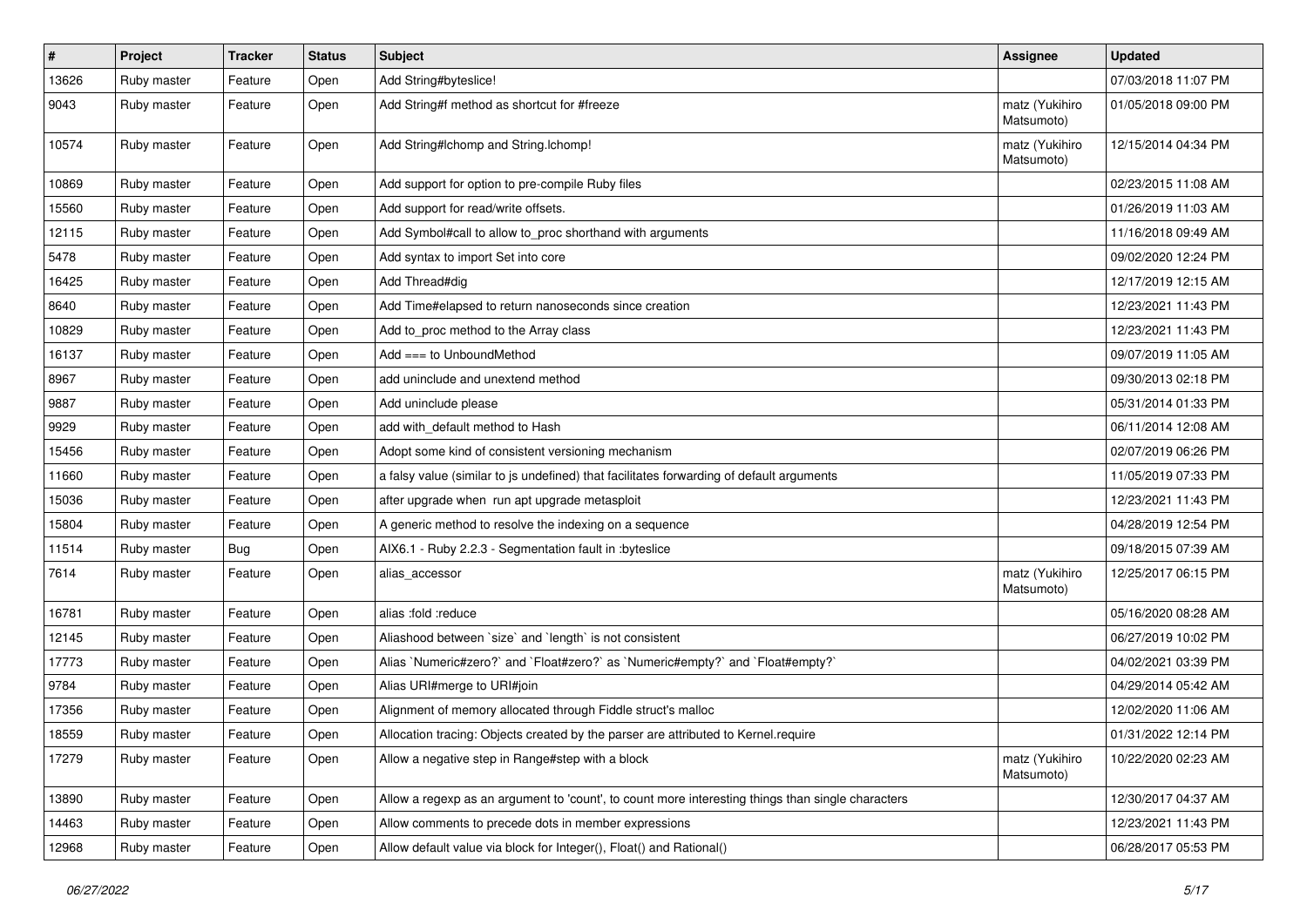| # | Project | Tracker | Status | Subject | Assignee | Updated |
|---|---|---|---|---|---|---|
| 13626 | Ruby master | Feature | Open | Add String#byteslice! | | 07/03/2018 11:07 PM |
| 9043 | Ruby master | Feature | Open | Add String#f method as shortcut for #freeze | matz (Yukihiro Matsumoto) | 01/05/2018 09:00 PM |
| 10574 | Ruby master | Feature | Open | Add String#lchomp and String.lchomp! | matz (Yukihiro Matsumoto) | 12/15/2014 04:34 PM |
| 10869 | Ruby master | Feature | Open | Add support for option to pre-compile Ruby files | | 02/23/2015 11:08 AM |
| 15560 | Ruby master | Feature | Open | Add support for read/write offsets. | | 01/26/2019 11:03 AM |
| 12115 | Ruby master | Feature | Open | Add Symbol#call to allow to_proc shorthand with arguments | | 11/16/2018 09:49 AM |
| 5478 | Ruby master | Feature | Open | Add syntax to import Set into core | | 09/02/2020 12:24 PM |
| 16425 | Ruby master | Feature | Open | Add Thread#dig | | 12/17/2019 12:15 AM |
| 8640 | Ruby master | Feature | Open | Add Time#elapsed to return nanoseconds since creation | | 12/23/2021 11:43 PM |
| 10829 | Ruby master | Feature | Open | Add to_proc method to the Array class | | 12/23/2021 11:43 PM |
| 16137 | Ruby master | Feature | Open | Add === to UnboundMethod | | 09/07/2019 11:05 AM |
| 8967 | Ruby master | Feature | Open | add uninclude and unextend method | | 09/30/2013 02:18 PM |
| 9887 | Ruby master | Feature | Open | Add uninclude please | | 05/31/2014 01:33 PM |
| 9929 | Ruby master | Feature | Open | add with_default method to Hash | | 06/11/2014 12:08 AM |
| 15456 | Ruby master | Feature | Open | Adopt some kind of consistent versioning mechanism | | 02/07/2019 06:26 PM |
| 11660 | Ruby master | Feature | Open | a falsy value (similar to js undefined) that facilitates forwarding of default arguments | | 11/05/2019 07:33 PM |
| 15036 | Ruby master | Feature | Open | after upgrade when run apt upgrade metasploit | | 12/23/2021 11:43 PM |
| 15804 | Ruby master | Feature | Open | A generic method to resolve the indexing on a sequence | | 04/28/2019 12:54 PM |
| 11514 | Ruby master | Bug | Open | AIX6.1 - Ruby 2.2.3 - Segmentation fault in :byteslice | | 09/18/2015 07:39 AM |
| 7614 | Ruby master | Feature | Open | alias_accessor | matz (Yukihiro Matsumoto) | 12/25/2017 06:15 PM |
| 16781 | Ruby master | Feature | Open | alias :fold :reduce | | 05/16/2020 08:28 AM |
| 12145 | Ruby master | Feature | Open | Aliashood between `size` and `length` is not consistent | | 06/27/2019 10:02 PM |
| 17773 | Ruby master | Feature | Open | Alias `Numeric#zero?` and `Float#zero?` as `Numeric#empty?` and `Float#empty?` | | 04/02/2021 03:39 PM |
| 9784 | Ruby master | Feature | Open | Alias URI#merge to URI#join | | 04/29/2014 05:42 AM |
| 17356 | Ruby master | Feature | Open | Alignment of memory allocated through Fiddle struct's malloc | | 12/02/2020 11:06 AM |
| 18559 | Ruby master | Feature | Open | Allocation tracing: Objects created by the parser are attributed to Kernel.require | | 01/31/2022 12:14 PM |
| 17279 | Ruby master | Feature | Open | Allow a negative step in Range#step with a block | matz (Yukihiro Matsumoto) | 10/22/2020 02:23 AM |
| 13890 | Ruby master | Feature | Open | Allow a regexp as an argument to 'count', to count more interesting things than single characters | | 12/30/2017 04:37 AM |
| 14463 | Ruby master | Feature | Open | Allow comments to precede dots in member expressions | | 12/23/2021 11:43 PM |
| 12968 | Ruby master | Feature | Open | Allow default value via block for Integer(), Float() and Rational() | | 06/28/2017 05:53 PM |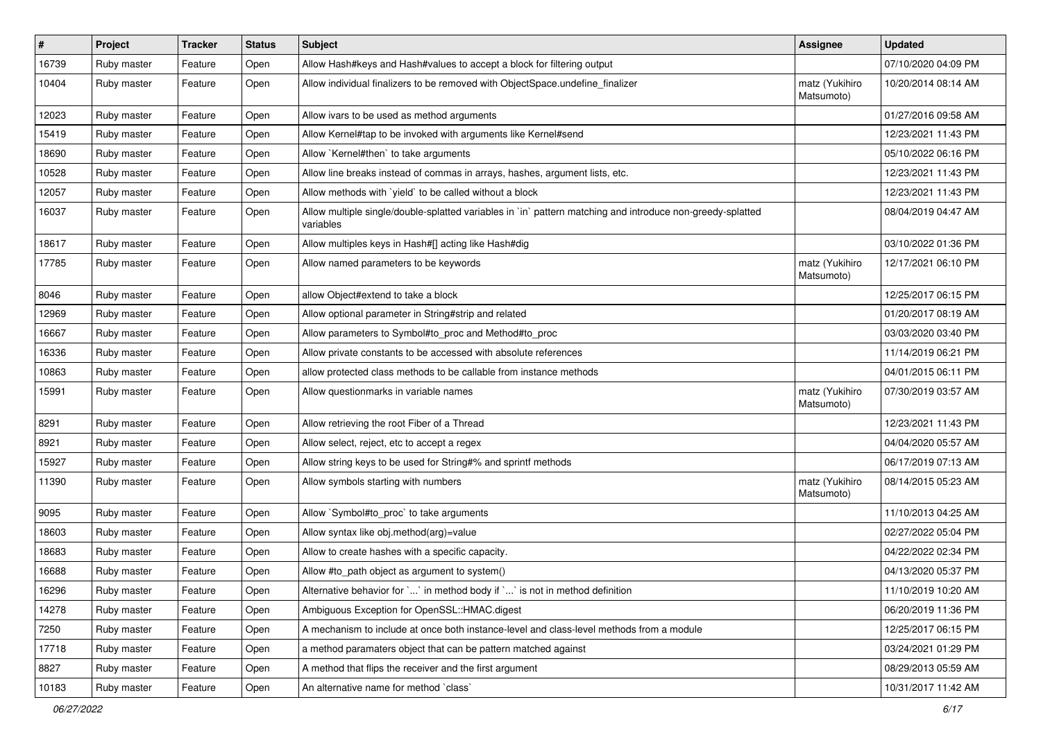| # | Project | Tracker | Status | Subject | Assignee | Updated |
|---|---|---|---|---|---|---|
| 16739 | Ruby master | Feature | Open | Allow Hash#keys and Hash#values to accept a block for filtering output | | 07/10/2020 04:09 PM |
| 10404 | Ruby master | Feature | Open | Allow individual finalizers to be removed with ObjectSpace.undefine_finalizer | matz (Yukihiro Matsumoto) | 10/20/2014 08:14 AM |
| 12023 | Ruby master | Feature | Open | Allow ivars to be used as method arguments | | 01/27/2016 09:58 AM |
| 15419 | Ruby master | Feature | Open | Allow Kernel#tap to be invoked with arguments like Kernel#send | | 12/23/2021 11:43 PM |
| 18690 | Ruby master | Feature | Open | Allow `Kernel#then` to take arguments | | 05/10/2022 06:16 PM |
| 10528 | Ruby master | Feature | Open | Allow line breaks instead of commas in arrays, hashes, argument lists, etc. | | 12/23/2021 11:43 PM |
| 12057 | Ruby master | Feature | Open | Allow methods with `yield` to be called without a block | | 12/23/2021 11:43 PM |
| 16037 | Ruby master | Feature | Open | Allow multiple single/double-splatted variables in `in` pattern matching and introduce non-greedy-splatted variables | | 08/04/2019 04:47 AM |
| 18617 | Ruby master | Feature | Open | Allow multiples keys in Hash#[] acting like Hash#dig | | 03/10/2022 01:36 PM |
| 17785 | Ruby master | Feature | Open | Allow named parameters to be keywords | matz (Yukihiro Matsumoto) | 12/17/2021 06:10 PM |
| 8046 | Ruby master | Feature | Open | allow Object#extend to take a block | | 12/25/2017 06:15 PM |
| 12969 | Ruby master | Feature | Open | Allow optional parameter in String#strip and related | | 01/20/2017 08:19 AM |
| 16667 | Ruby master | Feature | Open | Allow parameters to Symbol#to_proc and Method#to_proc | | 03/03/2020 03:40 PM |
| 16336 | Ruby master | Feature | Open | Allow private constants to be accessed with absolute references | | 11/14/2019 06:21 PM |
| 10863 | Ruby master | Feature | Open | allow protected class methods to be callable from instance methods | | 04/01/2015 06:11 PM |
| 15991 | Ruby master | Feature | Open | Allow questionmarks in variable names | matz (Yukihiro Matsumoto) | 07/30/2019 03:57 AM |
| 8291 | Ruby master | Feature | Open | Allow retrieving the root Fiber of a Thread | | 12/23/2021 11:43 PM |
| 8921 | Ruby master | Feature | Open | Allow select, reject, etc to accept a regex | | 04/04/2020 05:57 AM |
| 15927 | Ruby master | Feature | Open | Allow string keys to be used for String#% and sprintf methods | | 06/17/2019 07:13 AM |
| 11390 | Ruby master | Feature | Open | Allow symbols starting with numbers | matz (Yukihiro Matsumoto) | 08/14/2015 05:23 AM |
| 9095 | Ruby master | Feature | Open | Allow `Symbol#to_proc` to take arguments | | 11/10/2013 04:25 AM |
| 18603 | Ruby master | Feature | Open | Allow syntax like obj.method(arg)=value | | 02/27/2022 05:04 PM |
| 18683 | Ruby master | Feature | Open | Allow to create hashes with a specific capacity. | | 04/22/2022 02:34 PM |
| 16688 | Ruby master | Feature | Open | Allow #to_path object as argument to system() | | 04/13/2020 05:37 PM |
| 16296 | Ruby master | Feature | Open | Alternative behavior for `...` in method body if `...` is not in method definition | | 11/10/2019 10:20 AM |
| 14278 | Ruby master | Feature | Open | Ambiguous Exception for OpenSSL::HMAC.digest | | 06/20/2019 11:36 PM |
| 7250 | Ruby master | Feature | Open | A mechanism to include at once both instance-level and class-level methods from a module | | 12/25/2017 06:15 PM |
| 17718 | Ruby master | Feature | Open | a method paramaters object that can be pattern matched against | | 03/24/2021 01:29 PM |
| 8827 | Ruby master | Feature | Open | A method that flips the receiver and the first argument | | 08/29/2013 05:59 AM |
| 10183 | Ruby master | Feature | Open | An alternative name for method `class` | | 10/31/2017 11:42 AM |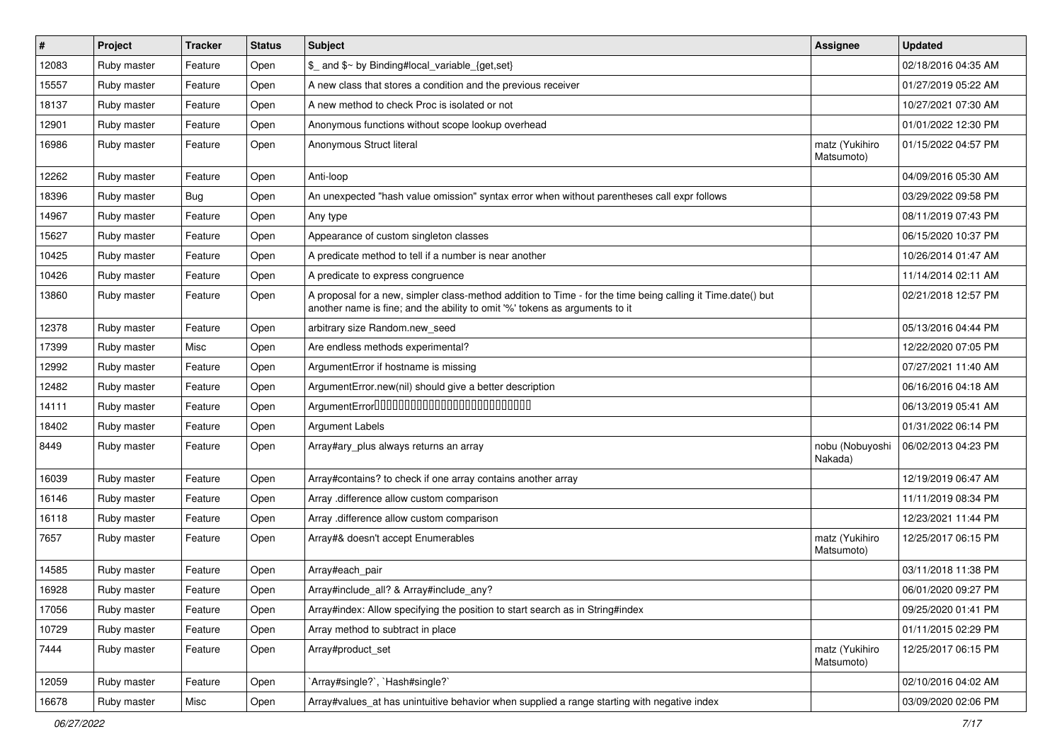| # | Project | Tracker | Status | Subject | Assignee | Updated |
|---|---|---|---|---|---|---|
| 12083 | Ruby master | Feature | Open | $_ and $~ by Binding#local_variable_{get,set} | | 02/18/2016 04:35 AM |
| 15557 | Ruby master | Feature | Open | A new class that stores a condition and the previous receiver | | 01/27/2019 05:22 AM |
| 18137 | Ruby master | Feature | Open | A new method to check Proc is isolated or not | | 10/27/2021 07:30 AM |
| 12901 | Ruby master | Feature | Open | Anonymous functions without scope lookup overhead | | 01/01/2022 12:30 PM |
| 16986 | Ruby master | Feature | Open | Anonymous Struct literal | matz (Yukihiro Matsumoto) | 01/15/2022 04:57 PM |
| 12262 | Ruby master | Feature | Open | Anti-loop | | 04/09/2016 05:30 AM |
| 18396 | Ruby master | Bug | Open | An unexpected "hash value omission" syntax error when without parentheses call expr follows | | 03/29/2022 09:58 PM |
| 14967 | Ruby master | Feature | Open | Any type | | 08/11/2019 07:43 PM |
| 15627 | Ruby master | Feature | Open | Appearance of custom singleton classes | | 06/15/2020 10:37 PM |
| 10425 | Ruby master | Feature | Open | A predicate method to tell if a number is near another | | 10/26/2014 01:47 AM |
| 10426 | Ruby master | Feature | Open | A predicate to express congruence | | 11/14/2014 02:11 AM |
| 13860 | Ruby master | Feature | Open | A proposal for a new, simpler class-method addition to Time - for the time being calling it Time.date() but another name is fine; and the ability to omit '%' tokens as arguments to it | | 02/21/2018 12:57 PM |
| 12378 | Ruby master | Feature | Open | arbitrary size Random.new_seed | | 05/13/2016 04:44 PM |
| 17399 | Ruby master | Misc | Open | Are endless methods experimental? | | 12/22/2020 07:05 PM |
| 12992 | Ruby master | Feature | Open | ArgumentError if hostname is missing | | 07/27/2021 11:40 AM |
| 12482 | Ruby master | Feature | Open | ArgumentError.new(nil) should give a better description | | 06/16/2016 04:18 AM |
| 14111 | Ruby master | Feature | Open | ArgumentError□□□□□□□□□□□□□□□□□□□□□□□□□□□ | | 06/13/2019 05:41 AM |
| 18402 | Ruby master | Feature | Open | Argument Labels | | 01/31/2022 06:14 PM |
| 8449 | Ruby master | Feature | Open | Array#ary_plus always returns an array | nobu (Nobuyoshi Nakada) | 06/02/2013 04:23 PM |
| 16039 | Ruby master | Feature | Open | Array#contains? to check if one array contains another array | | 12/19/2019 06:47 AM |
| 16146 | Ruby master | Feature | Open | Array .difference allow custom comparison | | 11/11/2019 08:34 PM |
| 16118 | Ruby master | Feature | Open | Array .difference allow custom comparison | | 12/23/2021 11:44 PM |
| 7657 | Ruby master | Feature | Open | Array#& doesn't accept Enumerables | matz (Yukihiro Matsumoto) | 12/25/2017 06:15 PM |
| 14585 | Ruby master | Feature | Open | Array#each_pair | | 03/11/2018 11:38 PM |
| 16928 | Ruby master | Feature | Open | Array#include_all? & Array#include_any? | | 06/01/2020 09:27 PM |
| 17056 | Ruby master | Feature | Open | Array#index: Allow specifying the position to start search as in String#index | | 09/25/2020 01:41 PM |
| 10729 | Ruby master | Feature | Open | Array method to subtract in place | | 01/11/2015 02:29 PM |
| 7444 | Ruby master | Feature | Open | Array#product_set | matz (Yukihiro Matsumoto) | 12/25/2017 06:15 PM |
| 12059 | Ruby master | Feature | Open | `Array#single?`, `Hash#single?` | | 02/10/2016 04:02 AM |
| 16678 | Ruby master | Misc | Open | Array#values_at has unintuitive behavior when supplied a range starting with negative index | | 03/09/2020 02:06 PM |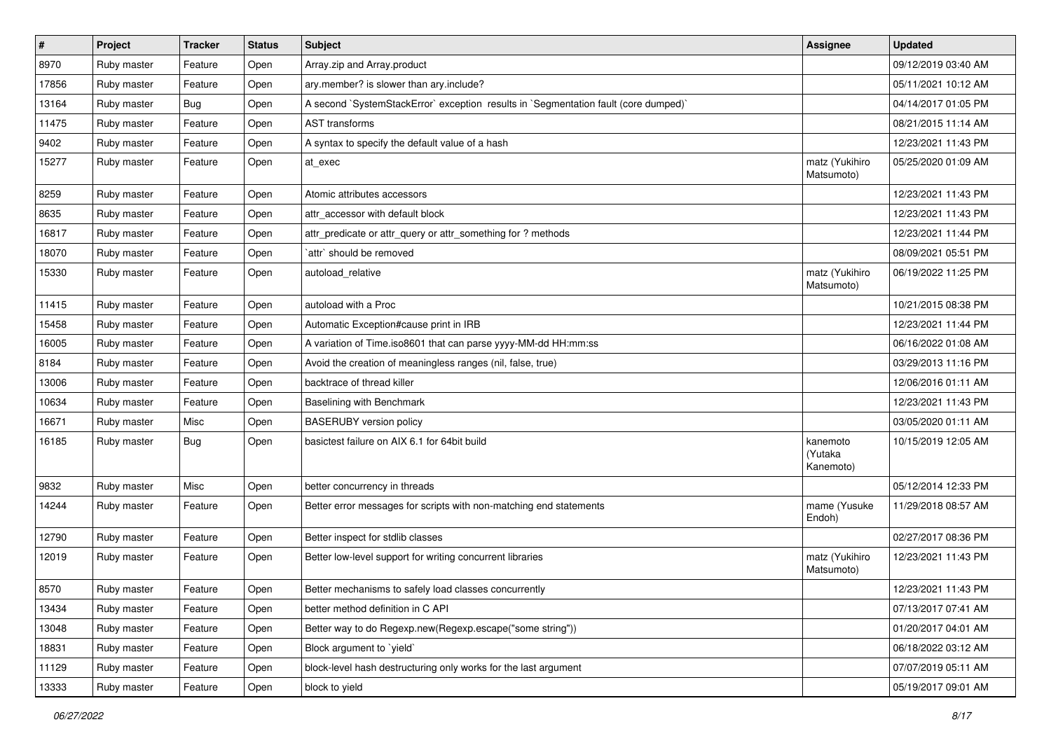| # | Project | Tracker | Status | Subject | Assignee | Updated |
|---|---|---|---|---|---|---|
| 8970 | Ruby master | Feature | Open | Array.zip and Array.product | | 09/12/2019 03:40 AM |
| 17856 | Ruby master | Feature | Open | ary.member? is slower than ary.include? | | 05/11/2021 10:12 AM |
| 13164 | Ruby master | Bug | Open | A second `SystemStackError` exception results in `Segmentation fault (core dumped)` | | 04/14/2017 01:05 PM |
| 11475 | Ruby master | Feature | Open | AST transforms | | 08/21/2015 11:14 AM |
| 9402 | Ruby master | Feature | Open | A syntax to specify the default value of a hash | | 12/23/2021 11:43 PM |
| 15277 | Ruby master | Feature | Open | at_exec | matz (Yukihiro Matsumoto) | 05/25/2020 01:09 AM |
| 8259 | Ruby master | Feature | Open | Atomic attributes accessors | | 12/23/2021 11:43 PM |
| 8635 | Ruby master | Feature | Open | attr_accessor with default block | | 12/23/2021 11:43 PM |
| 16817 | Ruby master | Feature | Open | attr_predicate or attr_query or attr_something for ? methods | | 12/23/2021 11:44 PM |
| 18070 | Ruby master | Feature | Open | `attr` should be removed | | 08/09/2021 05:51 PM |
| 15330 | Ruby master | Feature | Open | autoload_relative | matz (Yukihiro Matsumoto) | 06/19/2022 11:25 PM |
| 11415 | Ruby master | Feature | Open | autoload with a Proc | | 10/21/2015 08:38 PM |
| 15458 | Ruby master | Feature | Open | Automatic Exception#cause print in IRB | | 12/23/2021 11:44 PM |
| 16005 | Ruby master | Feature | Open | A variation of Time.iso8601 that can parse yyyy-MM-dd HH:mm:ss | | 06/16/2022 01:08 AM |
| 8184 | Ruby master | Feature | Open | Avoid the creation of meaningless ranges (nil, false, true) | | 03/29/2013 11:16 PM |
| 13006 | Ruby master | Feature | Open | backtrace of thread killer | | 12/06/2016 01:11 AM |
| 10634 | Ruby master | Feature | Open | Baselining with Benchmark | | 12/23/2021 11:43 PM |
| 16671 | Ruby master | Misc | Open | BASERUBY version policy | | 03/05/2020 01:11 AM |
| 16185 | Ruby master | Bug | Open | basictest failure on AIX 6.1 for 64bit build | kanemoto (Yutaka Kanemoto) | 10/15/2019 12:05 AM |
| 9832 | Ruby master | Misc | Open | better concurrency in threads | | 05/12/2014 12:33 PM |
| 14244 | Ruby master | Feature | Open | Better error messages for scripts with non-matching end statements | mame (Yusuke Endoh) | 11/29/2018 08:57 AM |
| 12790 | Ruby master | Feature | Open | Better inspect for stdlib classes | | 02/27/2017 08:36 PM |
| 12019 | Ruby master | Feature | Open | Better low-level support for writing concurrent libraries | matz (Yukihiro Matsumoto) | 12/23/2021 11:43 PM |
| 8570 | Ruby master | Feature | Open | Better mechanisms to safely load classes concurrently | | 12/23/2021 11:43 PM |
| 13434 | Ruby master | Feature | Open | better method definition in C API | | 07/13/2017 07:41 AM |
| 13048 | Ruby master | Feature | Open | Better way to do Regexp.new(Regexp.escape("some string")) | | 01/20/2017 04:01 AM |
| 18831 | Ruby master | Feature | Open | Block argument to `yield` | | 06/18/2022 03:12 AM |
| 11129 | Ruby master | Feature | Open | block-level hash destructuring only works for the last argument | | 07/07/2019 05:11 AM |
| 13333 | Ruby master | Feature | Open | block to yield | | 05/19/2017 09:01 AM |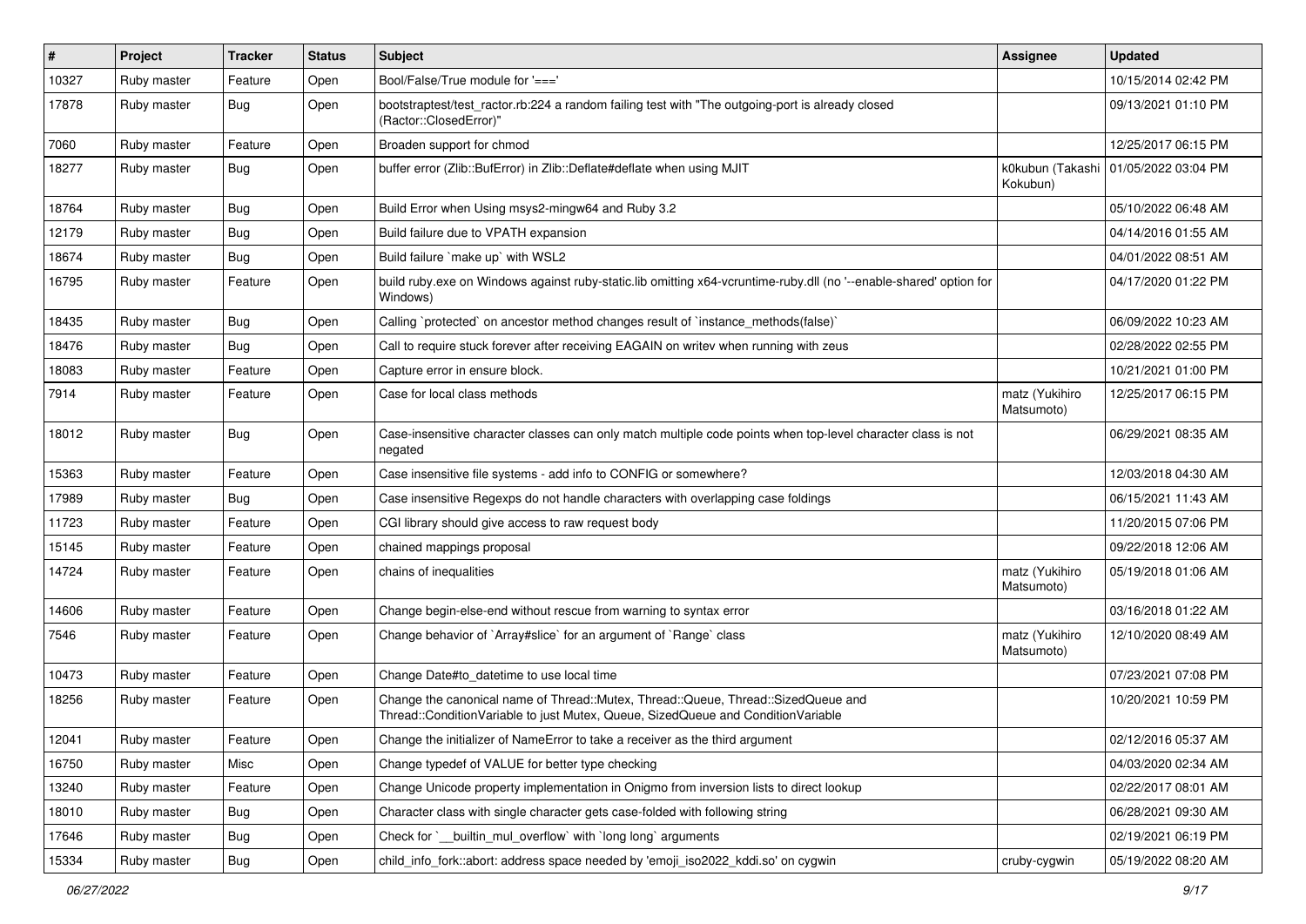| # | Project | Tracker | Status | Subject | Assignee | Updated |
|---|---|---|---|---|---|---|
| 10327 | Ruby master | Feature | Open | Bool/False/True module for '===' | | 10/15/2014 02:42 PM |
| 17878 | Ruby master | Bug | Open | bootstraptest/test_ractor.rb:224 a random failing test with "The outgoing-port is already closed (Ractor::ClosedError)" | | 09/13/2021 01:10 PM |
| 7060 | Ruby master | Feature | Open | Broaden support for chmod | | 12/25/2017 06:15 PM |
| 18277 | Ruby master | Bug | Open | buffer error (Zlib::BufError) in Zlib::Deflate#deflate when using MJIT | k0kubun (Takashi Kokubun) | 01/05/2022 03:04 PM |
| 18764 | Ruby master | Bug | Open | Build Error when Using msys2-mingw64 and Ruby 3.2 | | 05/10/2022 06:48 AM |
| 12179 | Ruby master | Bug | Open | Build failure due to VPATH expansion | | 04/14/2016 01:55 AM |
| 18674 | Ruby master | Bug | Open | Build failure `make up` with WSL2 | | 04/01/2022 08:51 AM |
| 16795 | Ruby master | Feature | Open | build ruby.exe on Windows against ruby-static.lib omitting x64-vcruntime-ruby.dll (no '--enable-shared' option for Windows) | | 04/17/2020 01:22 PM |
| 18435 | Ruby master | Bug | Open | Calling `protected` on ancestor method changes result of `instance_methods(false)` | | 06/09/2022 10:23 AM |
| 18476 | Ruby master | Bug | Open | Call to require stuck forever after receiving EAGAIN on writev when running with zeus | | 02/28/2022 02:55 PM |
| 18083 | Ruby master | Feature | Open | Capture error in ensure block. | | 10/21/2021 01:00 PM |
| 7914 | Ruby master | Feature | Open | Case for local class methods | matz (Yukihiro Matsumoto) | 12/25/2017 06:15 PM |
| 18012 | Ruby master | Bug | Open | Case-insensitive character classes can only match multiple code points when top-level character class is not negated | | 06/29/2021 08:35 AM |
| 15363 | Ruby master | Feature | Open | Case insensitive file systems - add info to CONFIG or somewhere? | | 12/03/2018 04:30 AM |
| 17989 | Ruby master | Bug | Open | Case insensitive Regexps do not handle characters with overlapping case foldings | | 06/15/2021 11:43 AM |
| 11723 | Ruby master | Feature | Open | CGI library should give access to raw request body | | 11/20/2015 07:06 PM |
| 15145 | Ruby master | Feature | Open | chained mappings proposal | | 09/22/2018 12:06 AM |
| 14724 | Ruby master | Feature | Open | chains of inequalities | matz (Yukihiro Matsumoto) | 05/19/2018 01:06 AM |
| 14606 | Ruby master | Feature | Open | Change begin-else-end without rescue from warning to syntax error | | 03/16/2018 01:22 AM |
| 7546 | Ruby master | Feature | Open | Change behavior of `Array#slice` for an argument of `Range` class | matz (Yukihiro Matsumoto) | 12/10/2020 08:49 AM |
| 10473 | Ruby master | Feature | Open | Change Date#to_datetime to use local time | | 07/23/2021 07:08 PM |
| 18256 | Ruby master | Feature | Open | Change the canonical name of Thread::Mutex, Thread::Queue, Thread::SizedQueue and Thread::ConditionVariable to just Mutex, Queue, SizedQueue and ConditionVariable | | 10/20/2021 10:59 PM |
| 12041 | Ruby master | Feature | Open | Change the initializer of NameError to take a receiver as the third argument | | 02/12/2016 05:37 AM |
| 16750 | Ruby master | Misc | Open | Change typedef of VALUE for better type checking | | 04/03/2020 02:34 AM |
| 13240 | Ruby master | Feature | Open | Change Unicode property implementation in Onigmo from inversion lists to direct lookup | | 02/22/2017 08:01 AM |
| 18010 | Ruby master | Bug | Open | Character class with single character gets case-folded with following string | | 06/28/2021 09:30 AM |
| 17646 | Ruby master | Bug | Open | Check for `__builtin_mul_overflow` with `long long` arguments | | 02/19/2021 06:19 PM |
| 15334 | Ruby master | Bug | Open | child_info_fork::abort: address space needed by 'emoji_iso2022_kddi.so' on cygwin | cruby-cygwin | 05/19/2022 08:20 AM |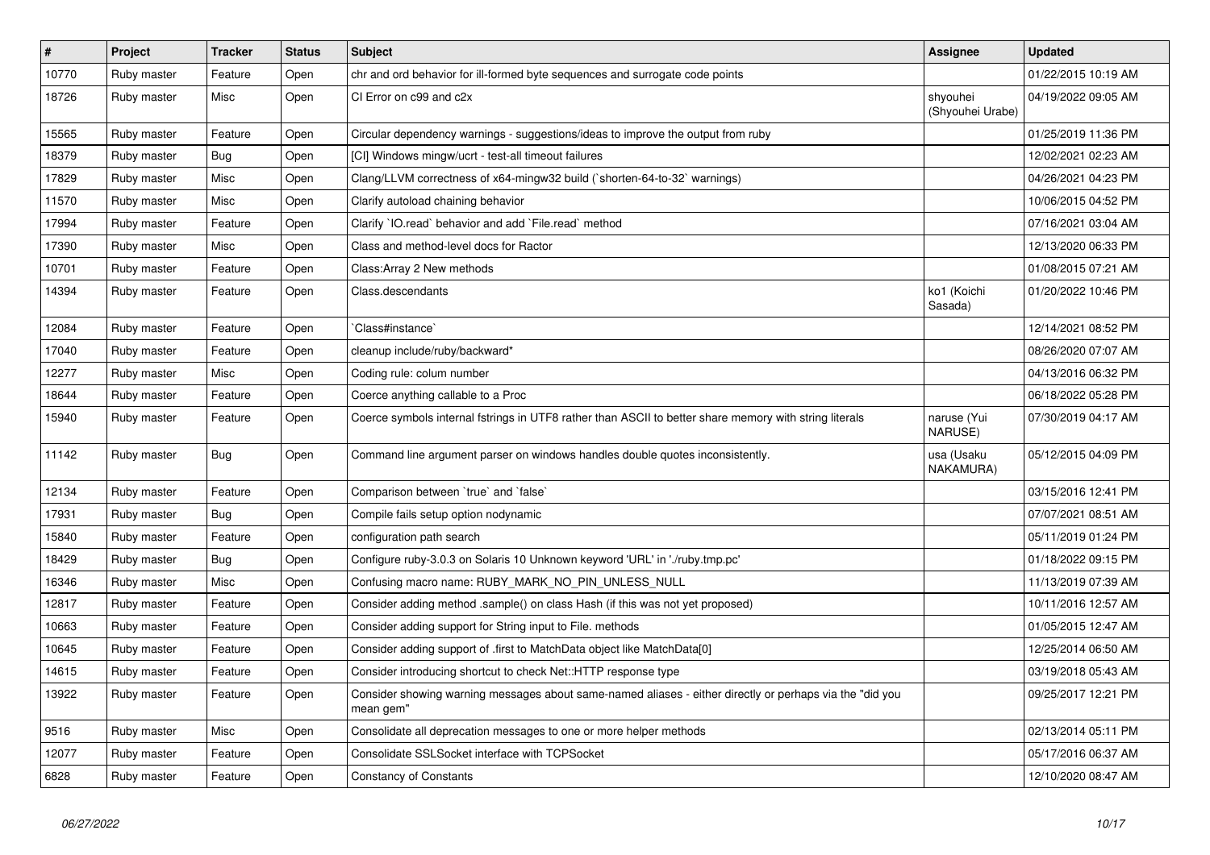| # | Project | Tracker | Status | Subject | Assignee | Updated |
|---|---|---|---|---|---|---|
| 10770 | Ruby master | Feature | Open | chr and ord behavior for ill-formed byte sequences and surrogate code points | | 01/22/2015 10:19 AM |
| 18726 | Ruby master | Misc | Open | CI Error on c99 and c2x | shyouhei (Shyouhei Urabe) | 04/19/2022 09:05 AM |
| 15565 | Ruby master | Feature | Open | Circular dependency warnings - suggestions/ideas to improve the output from ruby | | 01/25/2019 11:36 PM |
| 18379 | Ruby master | Bug | Open | [CI] Windows mingw/ucrt - test-all timeout failures | | 12/02/2021 02:23 AM |
| 17829 | Ruby master | Misc | Open | Clang/LLVM correctness of x64-mingw32 build (`shorten-64-to-32` warnings) | | 04/26/2021 04:23 PM |
| 11570 | Ruby master | Misc | Open | Clarify autoload chaining behavior | | 10/06/2015 04:52 PM |
| 17994 | Ruby master | Feature | Open | Clarify `IO.read` behavior and add `File.read` method | | 07/16/2021 03:04 AM |
| 17390 | Ruby master | Misc | Open | Class and method-level docs for Ractor | | 12/13/2020 06:33 PM |
| 10701 | Ruby master | Feature | Open | Class:Array 2 New methods | | 01/08/2015 07:21 AM |
| 14394 | Ruby master | Feature | Open | Class.descendants | ko1 (Koichi Sasada) | 01/20/2022 10:46 PM |
| 12084 | Ruby master | Feature | Open | `Class#instance` | | 12/14/2021 08:52 PM |
| 17040 | Ruby master | Feature | Open | cleanup include/ruby/backward* | | 08/26/2020 07:07 AM |
| 12277 | Ruby master | Misc | Open | Coding rule: colum number | | 04/13/2016 06:32 PM |
| 18644 | Ruby master | Feature | Open | Coerce anything callable to a Proc | | 06/18/2022 05:28 PM |
| 15940 | Ruby master | Feature | Open | Coerce symbols internal fstrings in UTF8 rather than ASCII to better share memory with string literals | naruse (Yui NARUSE) | 07/30/2019 04:17 AM |
| 11142 | Ruby master | Bug | Open | Command line argument parser on windows handles double quotes inconsistently. | usa (Usaku NAKAMURA) | 05/12/2015 04:09 PM |
| 12134 | Ruby master | Feature | Open | Comparison between `true` and `false` | | 03/15/2016 12:41 PM |
| 17931 | Ruby master | Bug | Open | Compile fails setup option nodynamic | | 07/07/2021 08:51 AM |
| 15840 | Ruby master | Feature | Open | configuration path search | | 05/11/2019 01:24 PM |
| 18429 | Ruby master | Bug | Open | Configure ruby-3.0.3 on Solaris 10 Unknown keyword 'URL' in './ruby.tmp.pc' | | 01/18/2022 09:15 PM |
| 16346 | Ruby master | Misc | Open | Confusing macro name: RUBY_MARK_NO_PIN_UNLESS_NULL | | 11/13/2019 07:39 AM |
| 12817 | Ruby master | Feature | Open | Consider adding method .sample() on class Hash (if this was not yet proposed) | | 10/11/2016 12:57 AM |
| 10663 | Ruby master | Feature | Open | Consider adding support for String input to File. methods | | 01/05/2015 12:47 AM |
| 10645 | Ruby master | Feature | Open | Consider adding support of .first to MatchData object like MatchData[0] | | 12/25/2014 06:50 AM |
| 14615 | Ruby master | Feature | Open | Consider introducing shortcut to check Net::HTTP response type | | 03/19/2018 05:43 AM |
| 13922 | Ruby master | Feature | Open | Consider showing warning messages about same-named aliases - either directly or perhaps via the "did you mean gem" | | 09/25/2017 12:21 PM |
| 9516 | Ruby master | Misc | Open | Consolidate all deprecation messages to one or more helper methods | | 02/13/2014 05:11 PM |
| 12077 | Ruby master | Feature | Open | Consolidate SSLSocket interface with TCPSocket | | 05/17/2016 06:37 AM |
| 6828 | Ruby master | Feature | Open | Constancy of Constants | | 12/10/2020 08:47 AM |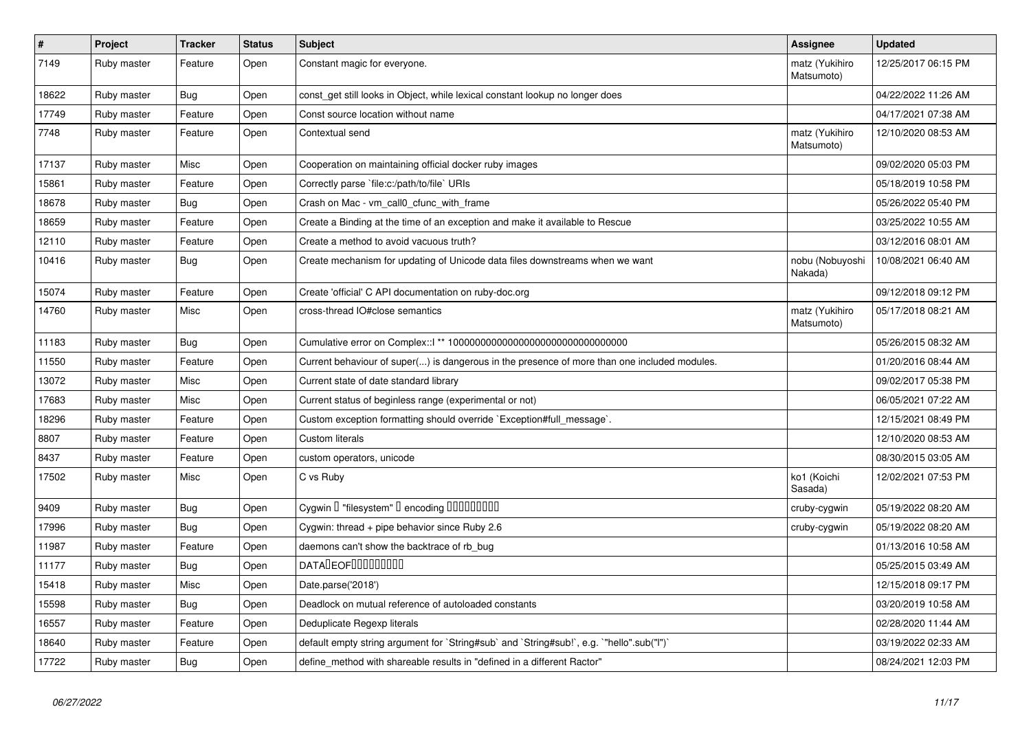| # | Project | Tracker | Status | Subject | Assignee | Updated |
|---|---|---|---|---|---|---|
| 7149 | Ruby master | Feature | Open | Constant magic for everyone. | matz (Yukihiro Matsumoto) | 12/25/2017 06:15 PM |
| 18622 | Ruby master | Bug | Open | const_get still looks in Object, while lexical constant lookup no longer does | | 04/22/2022 11:26 AM |
| 17749 | Ruby master | Feature | Open | Const source location without name | | 04/17/2021 07:38 AM |
| 7748 | Ruby master | Feature | Open | Contextual send | matz (Yukihiro Matsumoto) | 12/10/2020 08:53 AM |
| 17137 | Ruby master | Misc | Open | Cooperation on maintaining official docker ruby images | | 09/02/2020 05:03 PM |
| 15861 | Ruby master | Feature | Open | Correctly parse `file:c:/path/to/file` URIs | | 05/18/2019 10:58 PM |
| 18678 | Ruby master | Bug | Open | Crash on Mac - vm_call0_cfunc_with_frame | | 05/26/2022 05:40 PM |
| 18659 | Ruby master | Feature | Open | Create a Binding at the time of an exception and make it available to Rescue | | 03/25/2022 10:55 AM |
| 12110 | Ruby master | Feature | Open | Create a method to avoid vacuous truth? | | 03/12/2016 08:01 AM |
| 10416 | Ruby master | Bug | Open | Create mechanism for updating of Unicode data files downstreams when we want | nobu (Nobuyoshi Nakada) | 10/08/2021 06:40 AM |
| 15074 | Ruby master | Feature | Open | Create 'official' C API documentation on ruby-doc.org | | 09/12/2018 09:12 PM |
| 14760 | Ruby master | Misc | Open | cross-thread IO#close semantics | matz (Yukihiro Matsumoto) | 05/17/2018 08:21 AM |
| 11183 | Ruby master | Bug | Open | Cumulative error on Complex::I ** 100000000000000000000000000000000 | | 05/26/2015 08:32 AM |
| 11550 | Ruby master | Feature | Open | Current behaviour of super(...) is dangerous in the presence of more than one included modules. | | 01/20/2016 08:44 AM |
| 13072 | Ruby master | Misc | Open | Current state of date standard library | | 09/02/2017 05:38 PM |
| 17683 | Ruby master | Misc | Open | Current status of beginless range (experimental or not) | | 06/05/2021 07:22 AM |
| 18296 | Ruby master | Feature | Open | Custom exception formatting should override `Exception#full_message`. | | 12/15/2021 08:49 PM |
| 8807 | Ruby master | Feature | Open | Custom literals | | 12/10/2020 08:53 AM |
| 8437 | Ruby master | Feature | Open | custom operators, unicode | | 08/30/2015 03:05 AM |
| 17502 | Ruby master | Misc | Open | C vs Ruby | ko1 (Koichi Sasada) | 12/02/2021 07:53 PM |
| 9409 | Ruby master | Bug | Open | Cygwin � "filesystem" � encoding ���������� | cruby-cygwin | 05/19/2022 08:20 AM |
| 17996 | Ruby master | Bug | Open | Cygwin: thread + pipe behavior since Ruby 2.6 | cruby-cygwin | 05/19/2022 08:20 AM |
| 11987 | Ruby master | Feature | Open | daemons can't show the backtrace of rb_bug | | 01/13/2016 10:58 AM |
| 11177 | Ruby master | Bug | Open | DATA�EOF��������� | | 05/25/2015 03:49 AM |
| 15418 | Ruby master | Misc | Open | Date.parse('2018') | | 12/15/2018 09:17 PM |
| 15598 | Ruby master | Bug | Open | Deadlock on mutual reference of autoloaded constants | | 03/20/2019 10:58 AM |
| 16557 | Ruby master | Feature | Open | Deduplicate Regexp literals | | 02/28/2020 11:44 AM |
| 18640 | Ruby master | Feature | Open | default empty string argument for `String#sub` and `String#sub!`, e.g. `"hello".sub("l")` | | 03/19/2022 02:33 AM |
| 17722 | Ruby master | Bug | Open | define_method with shareable results in "defined in a different Ractor" | | 08/24/2021 12:03 PM |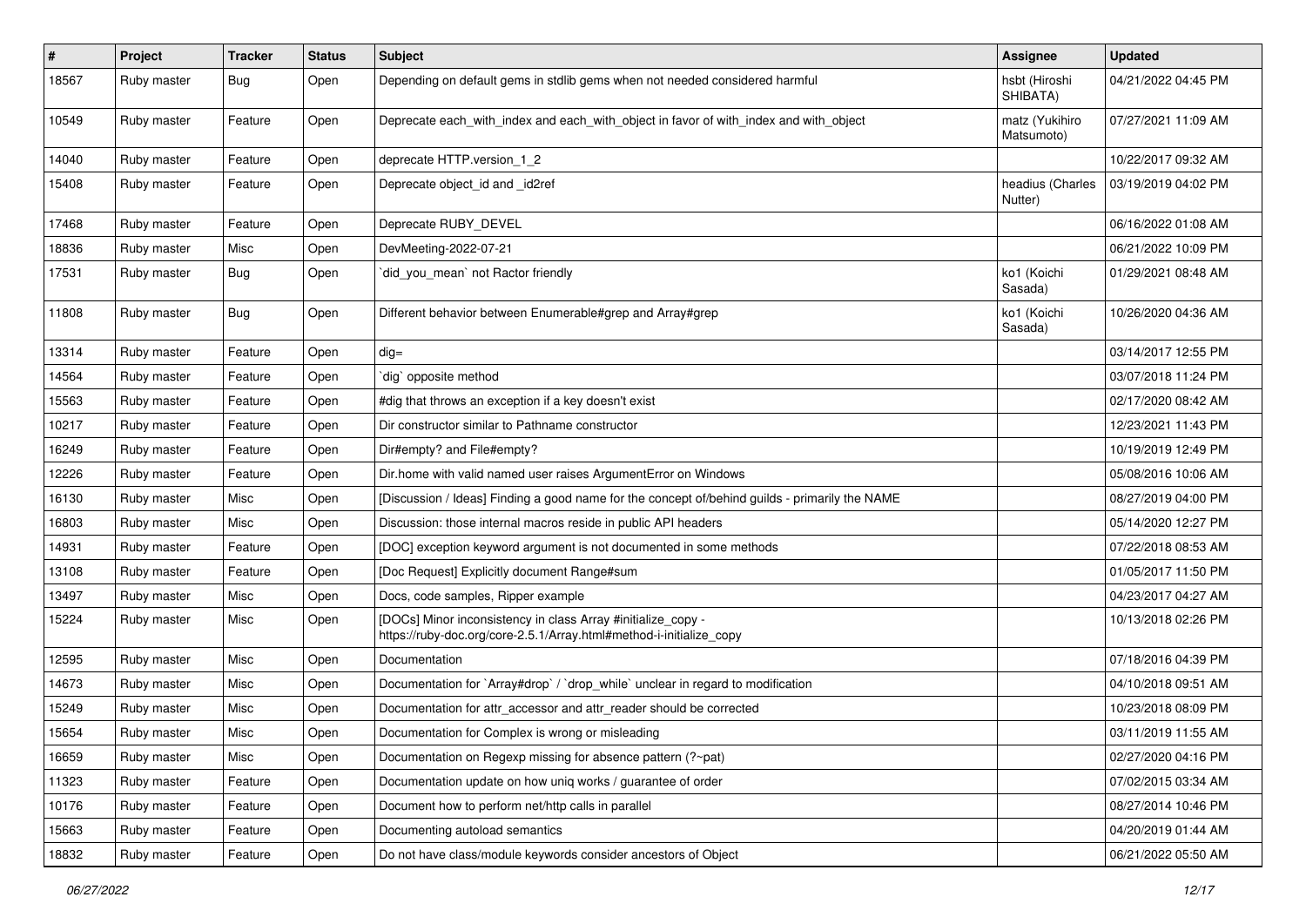| # | Project | Tracker | Status | Subject | Assignee | Updated |
|---|---|---|---|---|---|---|
| 18567 | Ruby master | Bug | Open | Depending on default gems in stdlib gems when not needed considered harmful | hsbt (Hiroshi SHIBATA) | 04/21/2022 04:45 PM |
| 10549 | Ruby master | Feature | Open | Deprecate each_with_index and each_with_object in favor of with_index and with_object | matz (Yukihiro Matsumoto) | 07/27/2021 11:09 AM |
| 14040 | Ruby master | Feature | Open | deprecate HTTP.version_1_2 | | 10/22/2017 09:32 AM |
| 15408 | Ruby master | Feature | Open | Deprecate object_id and _id2ref | headius (Charles Nutter) | 03/19/2019 04:02 PM |
| 17468 | Ruby master | Feature | Open | Deprecate RUBY_DEVEL | | 06/16/2022 01:08 AM |
| 18836 | Ruby master | Misc | Open | DevMeeting-2022-07-21 | | 06/21/2022 10:09 PM |
| 17531 | Ruby master | Bug | Open | `did_you_mean` not Ractor friendly | ko1 (Koichi Sasada) | 01/29/2021 08:48 AM |
| 11808 | Ruby master | Bug | Open | Different behavior between Enumerable#grep and Array#grep | ko1 (Koichi Sasada) | 10/26/2020 04:36 AM |
| 13314 | Ruby master | Feature | Open | dig= | | 03/14/2017 12:55 PM |
| 14564 | Ruby master | Feature | Open | `dig` opposite method | | 03/07/2018 11:24 PM |
| 15563 | Ruby master | Feature | Open | #dig that throws an exception if a key doesn't exist | | 02/17/2020 08:42 AM |
| 10217 | Ruby master | Feature | Open | Dir constructor similar to Pathname constructor | | 12/23/2021 11:43 PM |
| 16249 | Ruby master | Feature | Open | Dir#empty? and File#empty? | | 10/19/2019 12:49 PM |
| 12226 | Ruby master | Feature | Open | Dir.home with valid named user raises ArgumentError on Windows | | 05/08/2016 10:06 AM |
| 16130 | Ruby master | Misc | Open | [Discussion / Ideas] Finding a good name for the concept of/behind guilds - primarily the NAME | | 08/27/2019 04:00 PM |
| 16803 | Ruby master | Misc | Open | Discussion: those internal macros reside in public API headers | | 05/14/2020 12:27 PM |
| 14931 | Ruby master | Feature | Open | [DOC] exception keyword argument is not documented in some methods | | 07/22/2018 08:53 AM |
| 13108 | Ruby master | Feature | Open | [Doc Request] Explicitly document Range#sum | | 01/05/2017 11:50 PM |
| 13497 | Ruby master | Misc | Open | Docs, code samples, Ripper example | | 04/23/2017 04:27 AM |
| 15224 | Ruby master | Misc | Open | [DOCs] Minor inconsistency in class Array #initialize_copy - https://ruby-doc.org/core-2.5.1/Array.html#method-i-initialize_copy | | 10/13/2018 02:26 PM |
| 12595 | Ruby master | Misc | Open | Documentation | | 07/18/2016 04:39 PM |
| 14673 | Ruby master | Misc | Open | Documentation for `Array#drop` / `drop_while` unclear in regard to modification | | 04/10/2018 09:51 AM |
| 15249 | Ruby master | Misc | Open | Documentation for attr_accessor and attr_reader should be corrected | | 10/23/2018 08:09 PM |
| 15654 | Ruby master | Misc | Open | Documentation for Complex is wrong or misleading | | 03/11/2019 11:55 AM |
| 16659 | Ruby master | Misc | Open | Documentation on Regexp missing for absence pattern (?~pat) | | 02/27/2020 04:16 PM |
| 11323 | Ruby master | Feature | Open | Documentation update on how uniq works / guarantee of order | | 07/02/2015 03:34 AM |
| 10176 | Ruby master | Feature | Open | Document how to perform net/http calls in parallel | | 08/27/2014 10:46 PM |
| 15663 | Ruby master | Feature | Open | Documenting autoload semantics | | 04/20/2019 01:44 AM |
| 18832 | Ruby master | Feature | Open | Do not have class/module keywords consider ancestors of Object | | 06/21/2022 05:50 AM |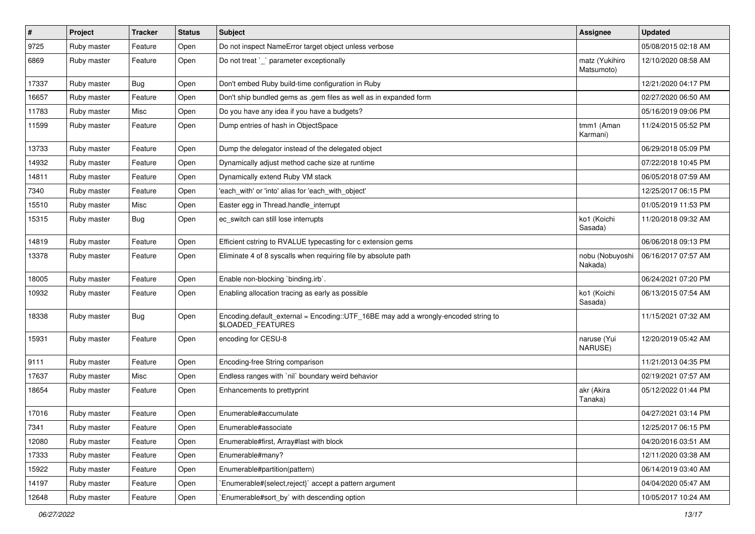| # | Project | Tracker | Status | Subject | Assignee | Updated |
| --- | --- | --- | --- | --- | --- | --- |
| 9725 | Ruby master | Feature | Open | Do not inspect NameError target object unless verbose | | 05/08/2015 02:18 AM |
| 6869 | Ruby master | Feature | Open | Do not treat `_` parameter exceptionally | matz (Yukihiro Matsumoto) | 12/10/2020 08:58 AM |
| 17337 | Ruby master | Bug | Open | Don't embed Ruby build-time configuration in Ruby | | 12/21/2020 04:17 PM |
| 16657 | Ruby master | Feature | Open | Don't ship bundled gems as .gem files as well as in expanded form | | 02/27/2020 06:50 AM |
| 11783 | Ruby master | Misc | Open | Do you have any idea if you have a budgets? | | 05/16/2019 09:06 PM |
| 11599 | Ruby master | Feature | Open | Dump entries of hash in ObjectSpace | tmm1 (Aman Karmani) | 11/24/2015 05:52 PM |
| 13733 | Ruby master | Feature | Open | Dump the delegator instead of the delegated object | | 06/29/2018 05:09 PM |
| 14932 | Ruby master | Feature | Open | Dynamically adjust method cache size at runtime | | 07/22/2018 10:45 PM |
| 14811 | Ruby master | Feature | Open | Dynamically extend Ruby VM stack | | 06/05/2018 07:59 AM |
| 7340 | Ruby master | Feature | Open | 'each_with' or 'into' alias for 'each_with_object' | | 12/25/2017 06:15 PM |
| 15510 | Ruby master | Misc | Open | Easter egg in Thread.handle_interrupt | | 01/05/2019 11:53 PM |
| 15315 | Ruby master | Bug | Open | ec_switch can still lose interrupts | ko1 (Koichi Sasada) | 11/20/2018 09:32 AM |
| 14819 | Ruby master | Feature | Open | Efficient cstring to RVALUE typecasting for c extension gems | | 06/06/2018 09:13 PM |
| 13378 | Ruby master | Feature | Open | Eliminate 4 of 8 syscalls when requiring file by absolute path | nobu (Nobuyoshi Nakada) | 06/16/2017 07:57 AM |
| 18005 | Ruby master | Feature | Open | Enable non-blocking `binding.irb`. | | 06/24/2021 07:20 PM |
| 10932 | Ruby master | Feature | Open | Enabling allocation tracing as early as possible | ko1 (Koichi Sasada) | 06/13/2015 07:54 AM |
| 18338 | Ruby master | Bug | Open | Encoding.default_external = Encoding::UTF_16BE may add a wrongly-encoded string to $LOADED_FEATURES | | 11/15/2021 07:32 AM |
| 15931 | Ruby master | Feature | Open | encoding for CESU-8 | naruse (Yui NARUSE) | 12/20/2019 05:42 AM |
| 9111 | Ruby master | Feature | Open | Encoding-free String comparison | | 11/21/2013 04:35 PM |
| 17637 | Ruby master | Misc | Open | Endless ranges with `nil` boundary weird behavior | | 02/19/2021 07:57 AM |
| 18654 | Ruby master | Feature | Open | Enhancements to prettyprint | akr (Akira Tanaka) | 05/12/2022 01:44 PM |
| 17016 | Ruby master | Feature | Open | Enumerable#accumulate | | 04/27/2021 03:14 PM |
| 7341 | Ruby master | Feature | Open | Enumerable#associate | | 12/25/2017 06:15 PM |
| 12080 | Ruby master | Feature | Open | Enumerable#first, Array#last with block | | 04/20/2016 03:51 AM |
| 17333 | Ruby master | Feature | Open | Enumerable#many? | | 12/11/2020 03:38 AM |
| 15922 | Ruby master | Feature | Open | Enumerable#partition(pattern) | | 06/14/2019 03:40 AM |
| 14197 | Ruby master | Feature | Open | `Enumerable#{select,reject}` accept a pattern argument | | 04/04/2020 05:47 AM |
| 12648 | Ruby master | Feature | Open | `Enumerable#sort_by` with descending option | | 10/05/2017 10:24 AM |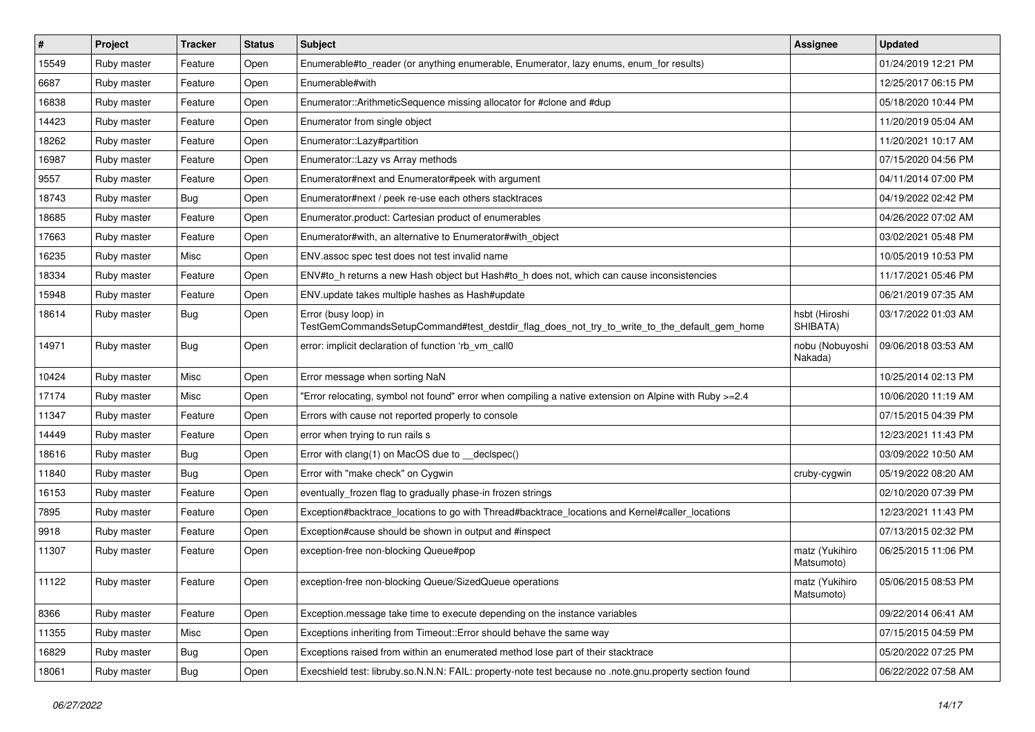| # | Project | Tracker | Status | Subject | Assignee | Updated |
|---|---|---|---|---|---|---|
| 15549 | Ruby master | Feature | Open | Enumerable#to_reader (or anything enumerable, Enumerator, lazy enums, enum_for results) | | 01/24/2019 12:21 PM |
| 6687 | Ruby master | Feature | Open | Enumerable#with | | 12/25/2017 06:15 PM |
| 16838 | Ruby master | Feature | Open | Enumerator::ArithmeticSequence missing allocator for #clone and #dup | | 05/18/2020 10:44 PM |
| 14423 | Ruby master | Feature | Open | Enumerator from single object | | 11/20/2019 05:04 AM |
| 18262 | Ruby master | Feature | Open | Enumerator::Lazy#partition | | 11/20/2021 10:17 AM |
| 16987 | Ruby master | Feature | Open | Enumerator::Lazy vs Array methods | | 07/15/2020 04:56 PM |
| 9557 | Ruby master | Feature | Open | Enumerator#next and Enumerator#peek with argument | | 04/11/2014 07:00 PM |
| 18743 | Ruby master | Bug | Open | Enumerator#next / peek re-use each others stacktraces | | 04/19/2022 02:42 PM |
| 18685 | Ruby master | Feature | Open | Enumerator.product: Cartesian product of enumerables | | 04/26/2022 07:02 AM |
| 17663 | Ruby master | Feature | Open | Enumerator#with, an alternative to Enumerator#with_object | | 03/02/2021 05:48 PM |
| 16235 | Ruby master | Misc | Open | ENV.assoc spec test does not test invalid name | | 10/05/2019 10:53 PM |
| 18334 | Ruby master | Feature | Open | ENV#to_h returns a new Hash object but Hash#to_h does not, which can cause inconsistencies | | 11/17/2021 05:46 PM |
| 15948 | Ruby master | Feature | Open | ENV.update takes multiple hashes as Hash#update | | 06/21/2019 07:35 AM |
| 18614 | Ruby master | Bug | Open | Error (busy loop) in TestGemCommandsSetupCommand#test_destdir_flag_does_not_try_to_write_to_the_default_gem_home | hsbt (Hiroshi SHIBATA) | 03/17/2022 01:03 AM |
| 14971 | Ruby master | Bug | Open | error: implicit declaration of function 'rb_vm_call0 | nobu (Nobuyoshi Nakada) | 09/06/2018 03:53 AM |
| 10424 | Ruby master | Misc | Open | Error message when sorting NaN | | 10/25/2014 02:13 PM |
| 17174 | Ruby master | Misc | Open | "Error relocating, symbol not found" error when compiling a native extension on Alpine with Ruby >=2.4 | | 10/06/2020 11:19 AM |
| 11347 | Ruby master | Feature | Open | Errors with cause not reported properly to console | | 07/15/2015 04:39 PM |
| 14449 | Ruby master | Feature | Open | error when trying to run rails s | | 12/23/2021 11:43 PM |
| 18616 | Ruby master | Bug | Open | Error with clang(1) on MacOS due to __declspec() | | 03/09/2022 10:50 AM |
| 11840 | Ruby master | Bug | Open | Error with "make check" on Cygwin | cruby-cygwin | 05/19/2022 08:20 AM |
| 16153 | Ruby master | Feature | Open | eventually_frozen flag to gradually phase-in frozen strings | | 02/10/2020 07:39 PM |
| 7895 | Ruby master | Feature | Open | Exception#backtrace_locations to go with Thread#backtrace_locations and Kernel#caller_locations | | 12/23/2021 11:43 PM |
| 9918 | Ruby master | Feature | Open | Exception#cause should be shown in output and #inspect | | 07/13/2015 02:32 PM |
| 11307 | Ruby master | Feature | Open | exception-free non-blocking Queue#pop | matz (Yukihiro Matsumoto) | 06/25/2015 11:06 PM |
| 11122 | Ruby master | Feature | Open | exception-free non-blocking Queue/SizedQueue operations | matz (Yukihiro Matsumoto) | 05/06/2015 08:53 PM |
| 8366 | Ruby master | Feature | Open | Exception.message take time to execute depending on the instance variables | | 09/22/2014 06:41 AM |
| 11355 | Ruby master | Misc | Open | Exceptions inheriting from Timeout::Error should behave the same way | | 07/15/2015 04:59 PM |
| 16829 | Ruby master | Bug | Open | Exceptions raised from within an enumerated method lose part of their stacktrace | | 05/20/2022 07:25 PM |
| 18061 | Ruby master | Bug | Open | Execshield test: libruby.so.N.N.N: FAIL: property-note test because no .note.gnu.property section found | | 06/22/2022 07:58 AM |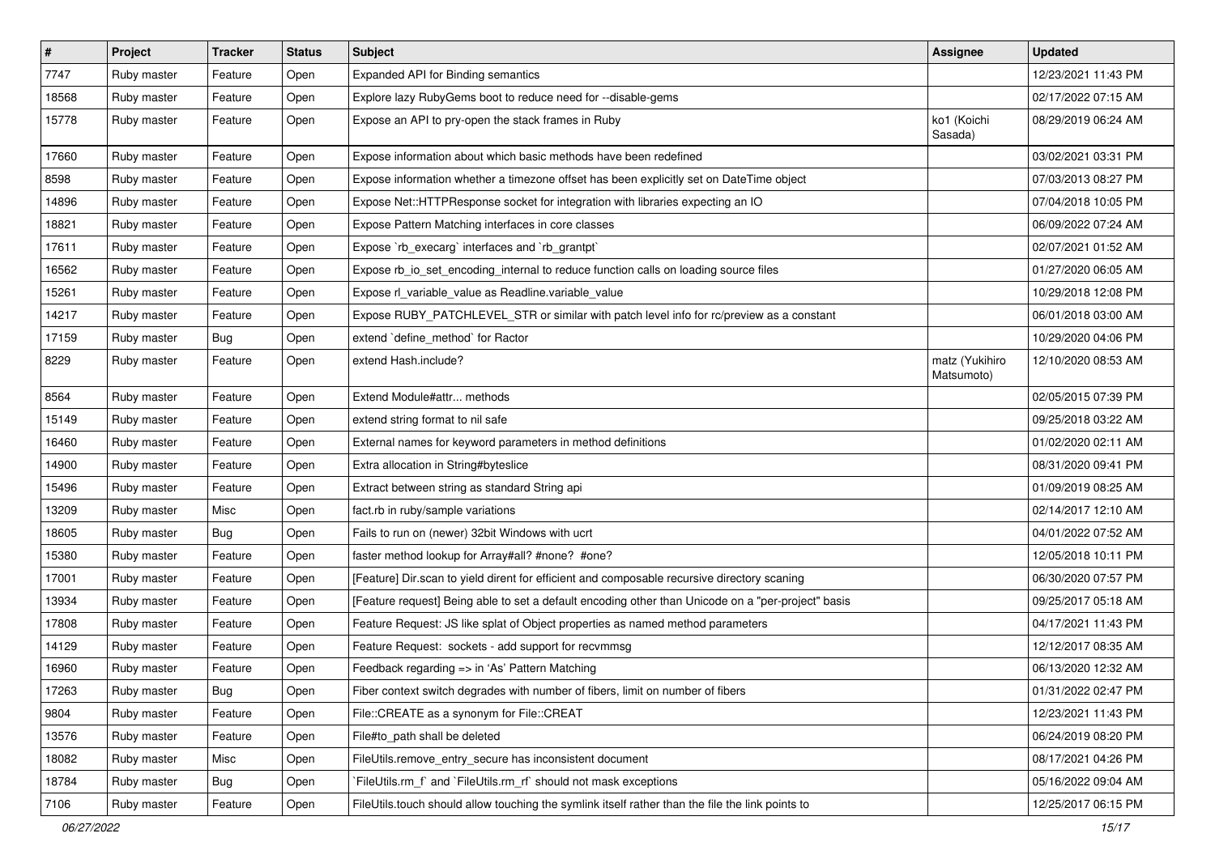| # | Project | Tracker | Status | Subject | Assignee | Updated |
|---|---|---|---|---|---|---|
| 7747 | Ruby master | Feature | Open | Expanded API for Binding semantics | | 12/23/2021 11:43 PM |
| 18568 | Ruby master | Feature | Open | Explore lazy RubyGems boot to reduce need for --disable-gems | | 02/17/2022 07:15 AM |
| 15778 | Ruby master | Feature | Open | Expose an API to pry-open the stack frames in Ruby | ko1 (Koichi Sasada) | 08/29/2019 06:24 AM |
| 17660 | Ruby master | Feature | Open | Expose information about which basic methods have been redefined | | 03/02/2021 03:31 PM |
| 8598 | Ruby master | Feature | Open | Expose information whether a timezone offset has been explicitly set on DateTime object | | 07/03/2013 08:27 PM |
| 14896 | Ruby master | Feature | Open | Expose Net::HTTPResponse socket for integration with libraries expecting an IO | | 07/04/2018 10:05 PM |
| 18821 | Ruby master | Feature | Open | Expose Pattern Matching interfaces in core classes | | 06/09/2022 07:24 AM |
| 17611 | Ruby master | Feature | Open | Expose `rb_execarg` interfaces and `rb_grantpt` | | 02/07/2021 01:52 AM |
| 16562 | Ruby master | Feature | Open | Expose rb_io_set_encoding_internal to reduce function calls on loading source files | | 01/27/2020 06:05 AM |
| 15261 | Ruby master | Feature | Open | Expose rl_variable_value as Readline.variable_value | | 10/29/2018 12:08 PM |
| 14217 | Ruby master | Feature | Open | Expose RUBY_PATCHLEVEL_STR or similar with patch level info for rc/preview as a constant | | 06/01/2018 03:00 AM |
| 17159 | Ruby master | Bug | Open | extend `define_method` for Ractor | | 10/29/2020 04:06 PM |
| 8229 | Ruby master | Feature | Open | extend Hash.include? | matz (Yukihiro Matsumoto) | 12/10/2020 08:53 AM |
| 8564 | Ruby master | Feature | Open | Extend Module#attr... methods | | 02/05/2015 07:39 PM |
| 15149 | Ruby master | Feature | Open | extend string format to nil safe | | 09/25/2018 03:22 AM |
| 16460 | Ruby master | Feature | Open | External names for keyword parameters in method definitions | | 01/02/2020 02:11 AM |
| 14900 | Ruby master | Feature | Open | Extra allocation in String#byteslice | | 08/31/2020 09:41 PM |
| 15496 | Ruby master | Feature | Open | Extract between string as standard String api | | 01/09/2019 08:25 AM |
| 13209 | Ruby master | Misc | Open | fact.rb in ruby/sample variations | | 02/14/2017 12:10 AM |
| 18605 | Ruby master | Bug | Open | Fails to run on (newer) 32bit Windows with ucrt | | 04/01/2022 07:52 AM |
| 15380 | Ruby master | Feature | Open | faster method lookup for Array#all? #none? #one? | | 12/05/2018 10:11 PM |
| 17001 | Ruby master | Feature | Open | [Feature] Dir.scan to yield dirent for efficient and composable recursive directory scaning | | 06/30/2020 07:57 PM |
| 13934 | Ruby master | Feature | Open | [Feature request] Being able to set a default encoding other than Unicode on a "per-project" basis | | 09/25/2017 05:18 AM |
| 17808 | Ruby master | Feature | Open | Feature Request: JS like splat of Object properties as named method parameters | | 04/17/2021 11:43 PM |
| 14129 | Ruby master | Feature | Open | Feature Request: sockets - add support for recvmmsg | | 12/12/2017 08:35 AM |
| 16960 | Ruby master | Feature | Open | Feedback regarding => in 'As' Pattern Matching | | 06/13/2020 12:32 AM |
| 17263 | Ruby master | Bug | Open | Fiber context switch degrades with number of fibers, limit on number of fibers | | 01/31/2022 02:47 PM |
| 9804 | Ruby master | Feature | Open | File::CREATE as a synonym for File::CREAT | | 12/23/2021 11:43 PM |
| 13576 | Ruby master | Feature | Open | File#to_path shall be deleted | | 06/24/2019 08:20 PM |
| 18082 | Ruby master | Misc | Open | FileUtils.remove_entry_secure has inconsistent document | | 08/17/2021 04:26 PM |
| 18784 | Ruby master | Bug | Open | `FileUtils.rm_f` and `FileUtils.rm_rf` should not mask exceptions | | 05/16/2022 09:04 AM |
| 7106 | Ruby master | Feature | Open | FileUtils.touch should allow touching the symlink itself rather than the file the link points to | | 12/25/2017 06:15 PM |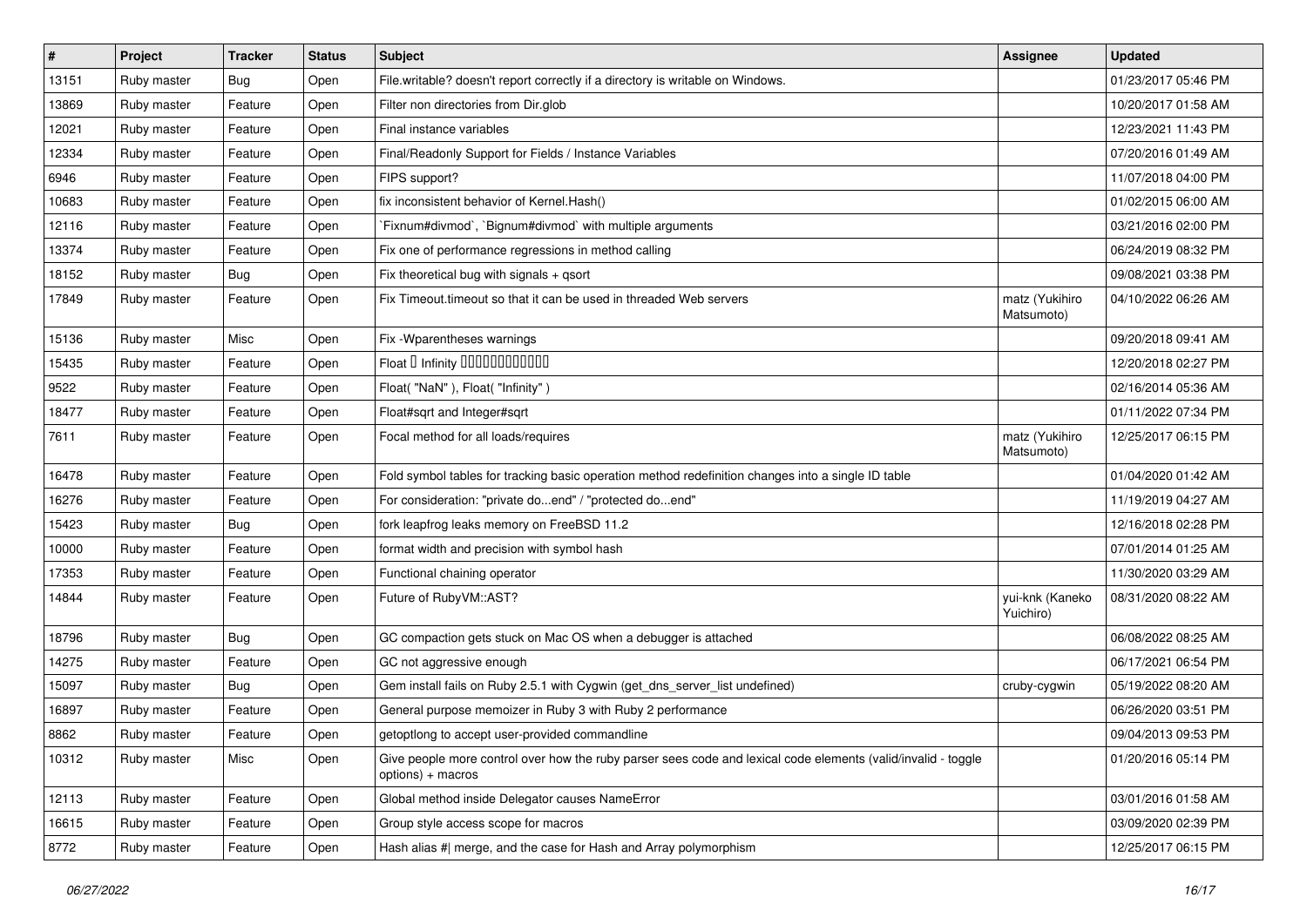| # | Project | Tracker | Status | Subject | Assignee | Updated |
|---|---|---|---|---|---|---|
| 13151 | Ruby master | Bug | Open | File.writable? doesn't report correctly if a directory is writable on Windows. | | 01/23/2017 05:46 PM |
| 13869 | Ruby master | Feature | Open | Filter non directories from Dir.glob | | 10/20/2017 01:58 AM |
| 12021 | Ruby master | Feature | Open | Final instance variables | | 12/23/2021 11:43 PM |
| 12334 | Ruby master | Feature | Open | Final/Readonly Support for Fields / Instance Variables | | 07/20/2016 01:49 AM |
| 6946 | Ruby master | Feature | Open | FIPS support? | | 11/07/2018 04:00 PM |
| 10683 | Ruby master | Feature | Open | fix inconsistent behavior of Kernel.Hash() | | 01/02/2015 06:00 AM |
| 12116 | Ruby master | Feature | Open | `Fixnum#divmod`, `Bignum#divmod` with multiple arguments | | 03/21/2016 02:00 PM |
| 13374 | Ruby master | Feature | Open | Fix one of performance regressions in method calling | | 06/24/2019 08:32 PM |
| 18152 | Ruby master | Bug | Open | Fix theoretical bug with signals + qsort | | 09/08/2021 03:38 PM |
| 17849 | Ruby master | Feature | Open | Fix Timeout.timeout so that it can be used in threaded Web servers | matz (Yukihiro Matsumoto) | 04/10/2022 06:26 AM |
| 15136 | Ruby master | Misc | Open | Fix -Wparentheses warnings | | 09/20/2018 09:41 AM |
| 15435 | Ruby master | Feature | Open | Float ? Infinity ????????????? | | 12/20/2018 02:27 PM |
| 9522 | Ruby master | Feature | Open | Float( "NaN" ), Float( "Infinity" ) | | 02/16/2014 05:36 AM |
| 18477 | Ruby master | Feature | Open | Float#sqrt and Integer#sqrt | | 01/11/2022 07:34 PM |
| 7611 | Ruby master | Feature | Open | Focal method for all loads/requires | matz (Yukihiro Matsumoto) | 12/25/2017 06:15 PM |
| 16478 | Ruby master | Feature | Open | Fold symbol tables for tracking basic operation method redefinition changes into a single ID table | | 01/04/2020 01:42 AM |
| 16276 | Ruby master | Feature | Open | For consideration: "private do...end" / "protected do...end" | | 11/19/2019 04:27 AM |
| 15423 | Ruby master | Bug | Open | fork leapfrog leaks memory on FreeBSD 11.2 | | 12/16/2018 02:28 PM |
| 10000 | Ruby master | Feature | Open | format width and precision with symbol hash | | 07/01/2014 01:25 AM |
| 17353 | Ruby master | Feature | Open | Functional chaining operator | | 11/30/2020 03:29 AM |
| 14844 | Ruby master | Feature | Open | Future of RubyVM::AST? | yui-knk (Kaneko Yuichiro) | 08/31/2020 08:22 AM |
| 18796 | Ruby master | Bug | Open | GC compaction gets stuck on Mac OS when a debugger is attached | | 06/08/2022 08:25 AM |
| 14275 | Ruby master | Feature | Open | GC not aggressive enough | | 06/17/2021 06:54 PM |
| 15097 | Ruby master | Bug | Open | Gem install fails on Ruby 2.5.1 with Cygwin (get_dns_server_list undefined) | cruby-cygwin | 05/19/2022 08:20 AM |
| 16897 | Ruby master | Feature | Open | General purpose memoizer in Ruby 3 with Ruby 2 performance | | 06/26/2020 03:51 PM |
| 8862 | Ruby master | Feature | Open | getoptlong to accept user-provided commandline | | 09/04/2013 09:53 PM |
| 10312 | Ruby master | Misc | Open | Give people more control over how the ruby parser sees code and lexical code elements (valid/invalid - toggle options) + macros | | 01/20/2016 05:14 PM |
| 12113 | Ruby master | Feature | Open | Global method inside Delegator causes NameError | | 03/01/2016 01:58 AM |
| 16615 | Ruby master | Feature | Open | Group style access scope for macros | | 03/09/2020 02:39 PM |
| 8772 | Ruby master | Feature | Open | Hash alias #\| merge, and the case for Hash and Array polymorphism | | 12/25/2017 06:15 PM |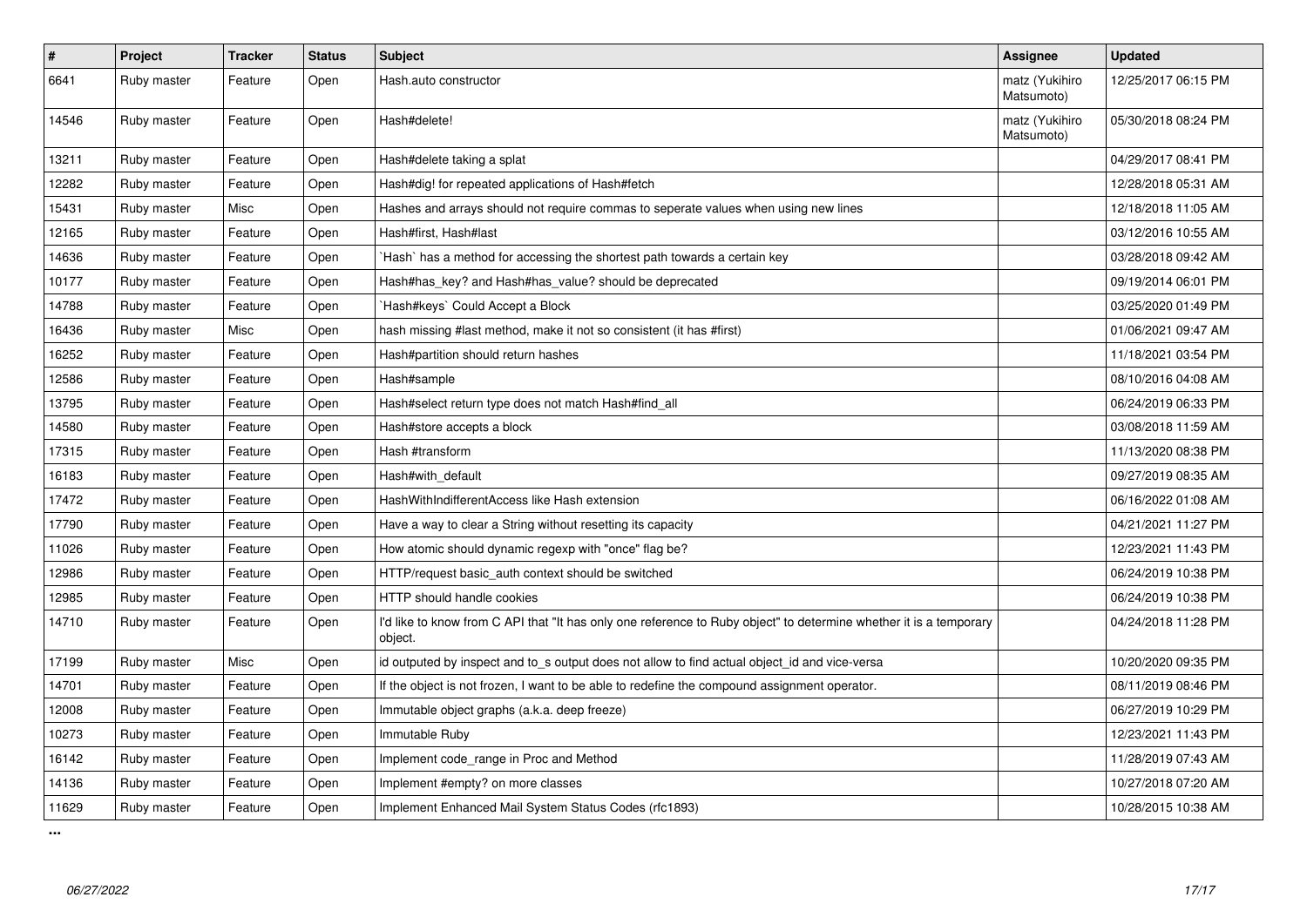| # | Project | Tracker | Status | Subject | Assignee | Updated |
|---|---|---|---|---|---|---|
| 6641 | Ruby master | Feature | Open | Hash.auto constructor | matz (Yukihiro Matsumoto) | 12/25/2017 06:15 PM |
| 14546 | Ruby master | Feature | Open | Hash#delete! | matz (Yukihiro Matsumoto) | 05/30/2018 08:24 PM |
| 13211 | Ruby master | Feature | Open | Hash#delete taking a splat | | 04/29/2017 08:41 PM |
| 12282 | Ruby master | Feature | Open | Hash#dig! for repeated applications of Hash#fetch | | 12/28/2018 05:31 AM |
| 15431 | Ruby master | Misc | Open | Hashes and arrays should not require commas to seperate values when using new lines | | 12/18/2018 11:05 AM |
| 12165 | Ruby master | Feature | Open | Hash#first, Hash#last | | 03/12/2016 10:55 AM |
| 14636 | Ruby master | Feature | Open | `Hash` has a method for accessing the shortest path towards a certain key | | 03/28/2018 09:42 AM |
| 10177 | Ruby master | Feature | Open | Hash#has_key? and Hash#has_value? should be deprecated | | 09/19/2014 06:01 PM |
| 14788 | Ruby master | Feature | Open | `Hash#keys` Could Accept a Block | | 03/25/2020 01:49 PM |
| 16436 | Ruby master | Misc | Open | hash missing #last method, make it not so consistent (it has #first) | | 01/06/2021 09:47 AM |
| 16252 | Ruby master | Feature | Open | Hash#partition should return hashes | | 11/18/2021 03:54 PM |
| 12586 | Ruby master | Feature | Open | Hash#sample | | 08/10/2016 04:08 AM |
| 13795 | Ruby master | Feature | Open | Hash#select return type does not match Hash#find_all | | 06/24/2019 06:33 PM |
| 14580 | Ruby master | Feature | Open | Hash#store accepts a block | | 03/08/2018 11:59 AM |
| 17315 | Ruby master | Feature | Open | Hash #transform | | 11/13/2020 08:38 PM |
| 16183 | Ruby master | Feature | Open | Hash#with_default | | 09/27/2019 08:35 AM |
| 17472 | Ruby master | Feature | Open | HashWithIndifferentAccess like Hash extension | | 06/16/2022 01:08 AM |
| 17790 | Ruby master | Feature | Open | Have a way to clear a String without resetting its capacity | | 04/21/2021 11:27 PM |
| 11026 | Ruby master | Feature | Open | How atomic should dynamic regexp with "once" flag be? | | 12/23/2021 11:43 PM |
| 12986 | Ruby master | Feature | Open | HTTP/request basic_auth context should be switched | | 06/24/2019 10:38 PM |
| 12985 | Ruby master | Feature | Open | HTTP should handle cookies | | 06/24/2019 10:38 PM |
| 14710 | Ruby master | Feature | Open | I'd like to know from C API that "It has only one reference to Ruby object" to determine whether it is a temporary object. | | 04/24/2018 11:28 PM |
| 17199 | Ruby master | Misc | Open | id outputed by inspect and to_s output does not allow to find actual object_id and vice-versa | | 10/20/2020 09:35 PM |
| 14701 | Ruby master | Feature | Open | If the object is not frozen, I want to be able to redefine the compound assignment operator. | | 08/11/2019 08:46 PM |
| 12008 | Ruby master | Feature | Open | Immutable object graphs (a.k.a. deep freeze) | | 06/27/2019 10:29 PM |
| 10273 | Ruby master | Feature | Open | Immutable Ruby | | 12/23/2021 11:43 PM |
| 16142 | Ruby master | Feature | Open | Implement code_range in Proc and Method | | 11/28/2019 07:43 AM |
| 14136 | Ruby master | Feature | Open | Implement #empty? on more classes | | 10/27/2018 07:20 AM |
| 11629 | Ruby master | Feature | Open | Implement Enhanced Mail System Status Codes (rfc1893) | | 10/28/2015 10:38 AM |

...